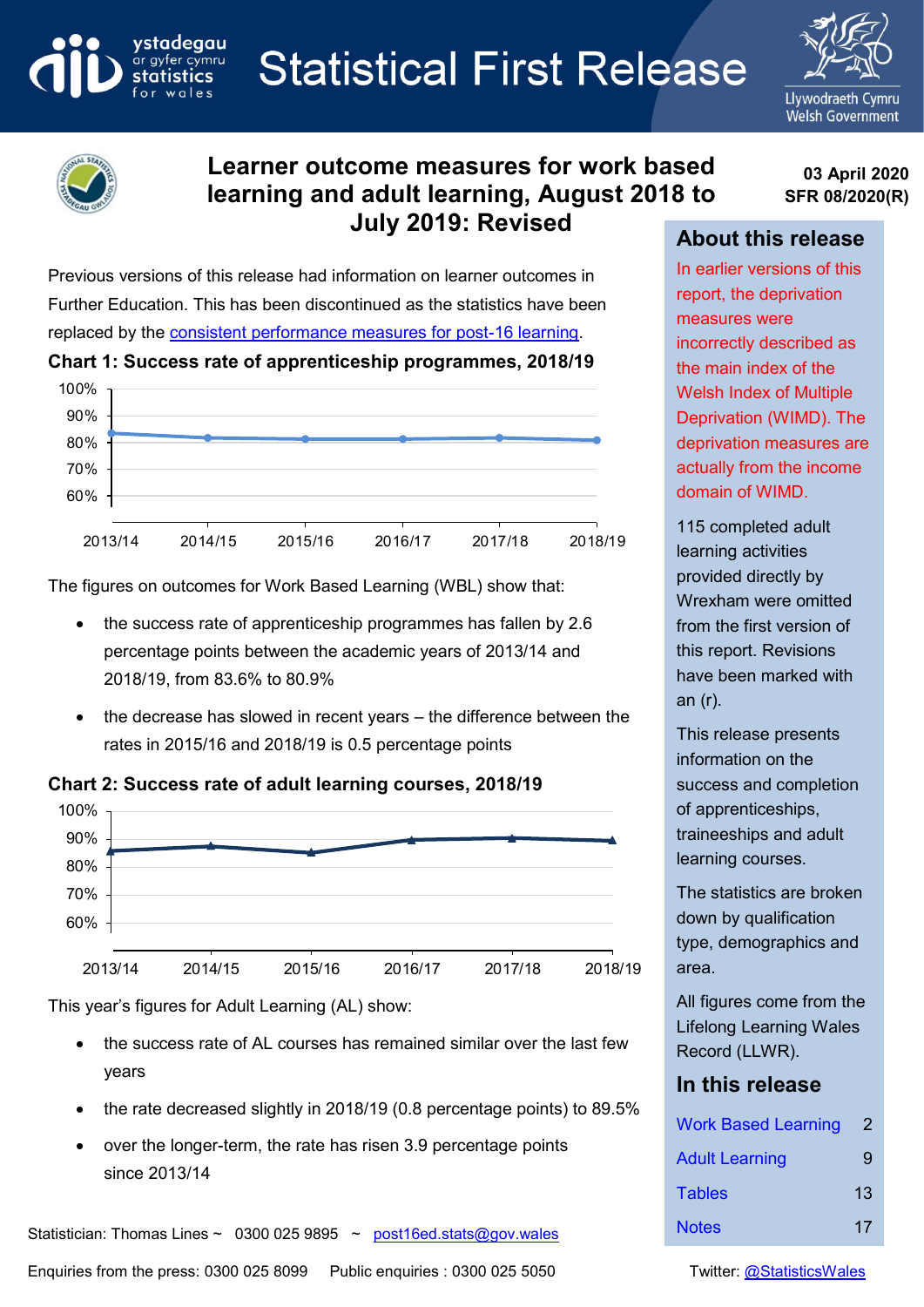Statistical First Release

# Learner outcome measures for work based learning and adult learning, August 2018 to July 2019: Revised

**03 April 2020**
**SFR 08/2020(R)**

Previous versions of this release had information on learner outcomes in Further Education. This has been discontinued as the statistics have been replaced by the consistent performance measures for post-16 learning.

**Chart 1: Success rate of apprenticeship programmes, 2018/19**

The figures on outcomes for Work Based Learning (WBL) show that:

- the success rate of apprenticeship programmes has fallen by 2.6 percentage points between the academic years of 2013/14 and 2018/19, from 83.6% to 80.9%
- the decrease has slowed in recent years – the difference between the rates in 2015/16 and 2018/19 is 0.5 percentage points

**Chart 2: Success rate of adult learning courses, 2018/19**

This year's figures for Adult Learning (AL) show:

- the success rate of AL courses has remained similar over the last few years
- the rate decreased slightly in 2018/19 (0.8 percentage points) to 89.5%
- over the longer-term, the rate has risen 3.9 percentage points since 2013/14

## About this release

In earlier versions of this report, the deprivation measures were incorrectly described as the main index of the Welsh Index of Multiple Deprivation (WIMD). The deprivation measures are actually from the income domain of WIMD.

115 completed adult learning activities provided directly by Wrexham were omitted from the first version of this report. Revisions have been marked with an (r).

This release presents information on the success and completion of apprenticeships, traineeships and adult learning courses.

The statistics are broken down by qualification type, demographics and area.

All figures come from the Lifelong Learning Wales Record (LLWR).

## In this release

| | |
|---|---|
| Work Based Learning | 2 |
| Adult Learning | 9 |
| Tables | 13 |
| Notes | 17 |

Statistician: Thomas Lines ~ 0300 025 9895 ~ post16ed.stats@gov.wales

Enquiries from the press: 0300 025 8099 Public enquiries : 0300 025 5050

Twitter: @StatisticsWales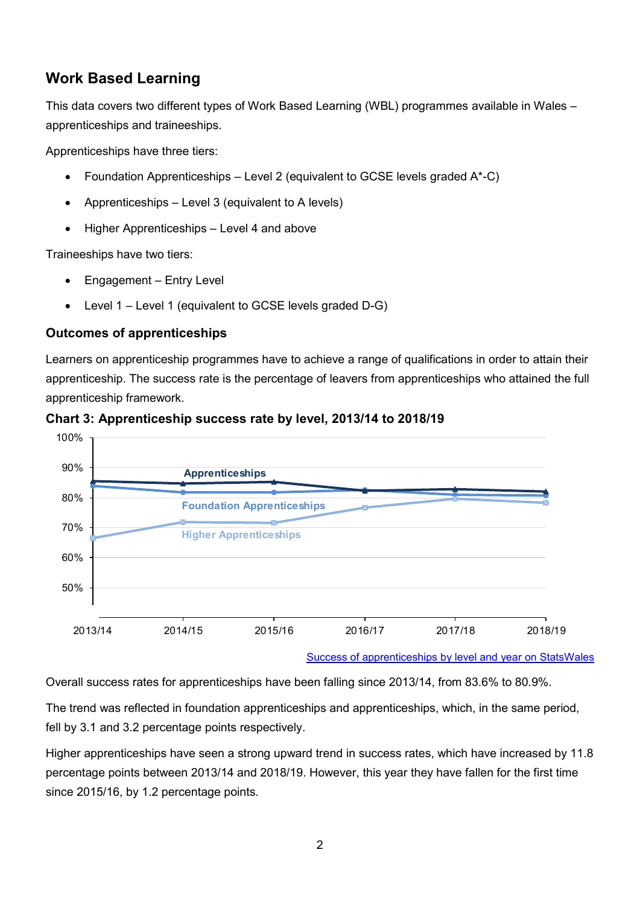## Work Based Learning

This data covers two different types of Work Based Learning (WBL) programmes available in Wales – apprenticeships and traineeships.

Apprenticeships have three tiers:

- Foundation Apprenticeships – Level 2 (equivalent to GCSE levels graded A*-C)
- Apprenticeships – Level 3 (equivalent to A levels)
- Higher Apprenticeships – Level 4 and above

Traineeships have two tiers:

- Engagement – Entry Level
- Level 1 – Level 1 (equivalent to GCSE levels graded D-G)

### Outcomes of apprenticeships

Learners on apprenticeship programmes have to achieve a range of qualifications in order to attain their apprenticeship. The success rate is the percentage of leavers from apprenticeships who attained the full apprenticeship framework.

**Chart 3: Apprenticeship success rate by level, 2013/14 to 2018/19**

[Success of apprenticeships by level and year on StatsWales]

Overall success rates for apprenticeships have been falling since 2013/14, from 83.6% to 80.9%.

The trend was reflected in foundation apprenticeships and apprenticeships, which, in the same period, fell by 3.1 and 3.2 percentage points respectively.

Higher apprenticeships have seen a strong upward trend in success rates, which have increased by 11.8 percentage points between 2013/14 and 2018/19. However, this year they have fallen for the first time since 2015/16, by 1.2 percentage points.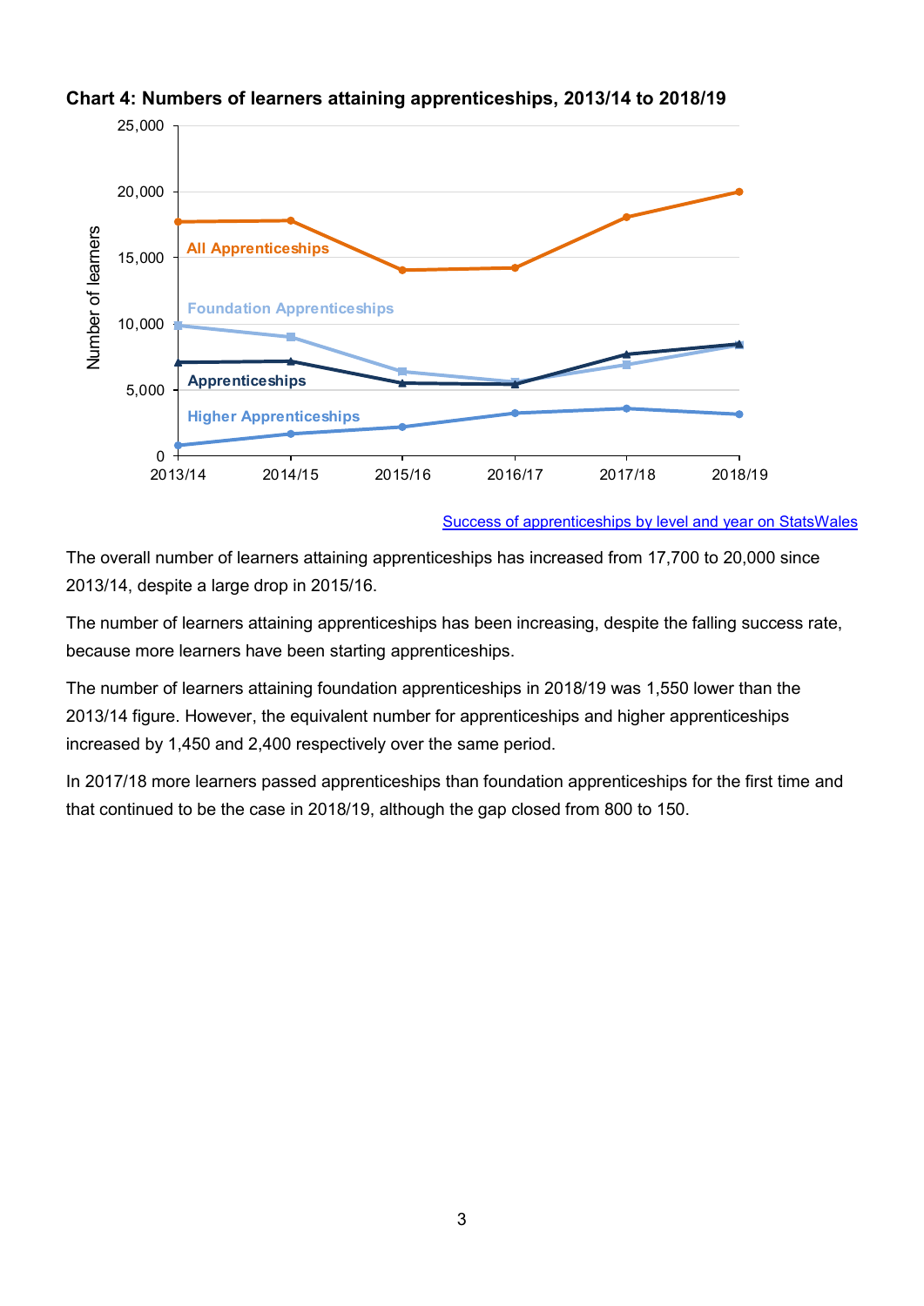**Chart 4: Numbers of learners attaining apprenticeships, 2013/14 to 2018/19**

[Success of apprenticeships by level and year on StatsWales]

The overall number of learners attaining apprenticeships has increased from 17,700 to 20,000 since 2013/14, despite a large drop in 2015/16.

The number of learners attaining apprenticeships has been increasing, despite the falling success rate, because more learners have been starting apprenticeships.

The number of learners attaining foundation apprenticeships in 2018/19 was 1,550 lower than the 2013/14 figure. However, the equivalent number for apprenticeships and higher apprenticeships increased by 1,450 and 2,400 respectively over the same period.

In 2017/18 more learners passed apprenticeships than foundation apprenticeships for the first time and that continued to be the case in 2018/19, although the gap closed from 800 to 150.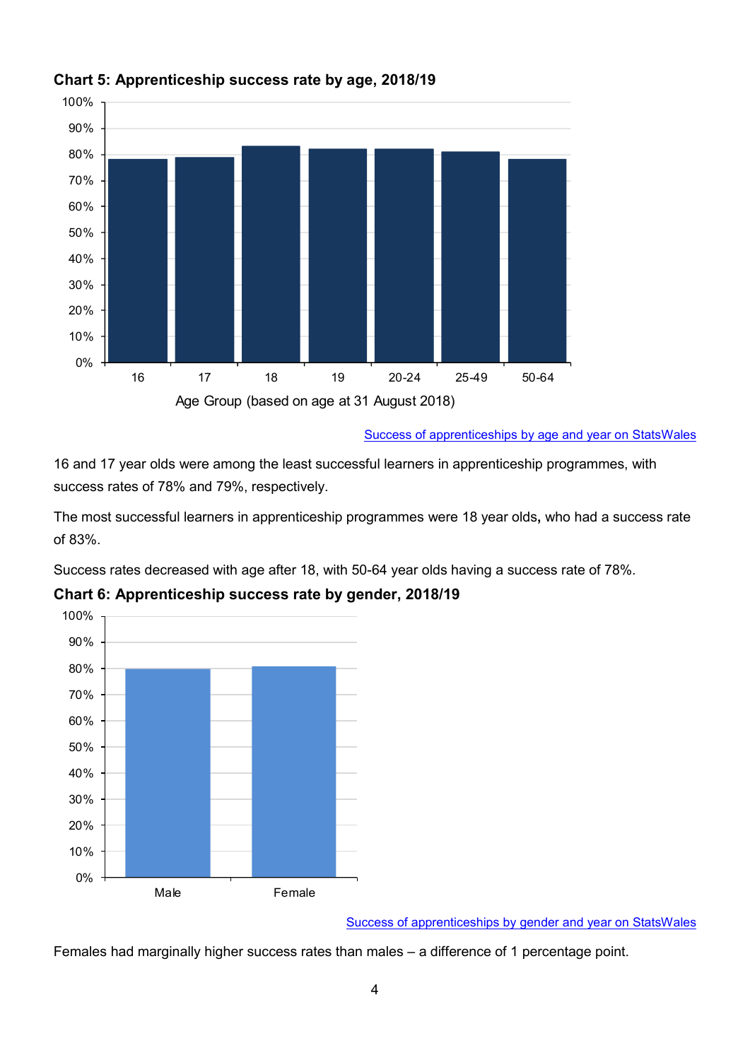**Chart 5: Apprenticeship success rate by age, 2018/19**

Success of apprenticeships by age and year on StatsWales

16 and 17 year olds were among the least successful learners in apprenticeship programmes, with success rates of 78% and 79%, respectively.

The most successful learners in apprenticeship programmes were 18 year olds**,** who had a success rate of 83%.

Success rates decreased with age after 18, with 50-64 year olds having a success rate of 78%.

**Chart 6: Apprenticeship success rate by gender, 2018/19**

Success of apprenticeships by gender and year on StatsWales

Females had marginally higher success rates than males – a difference of 1 percentage point.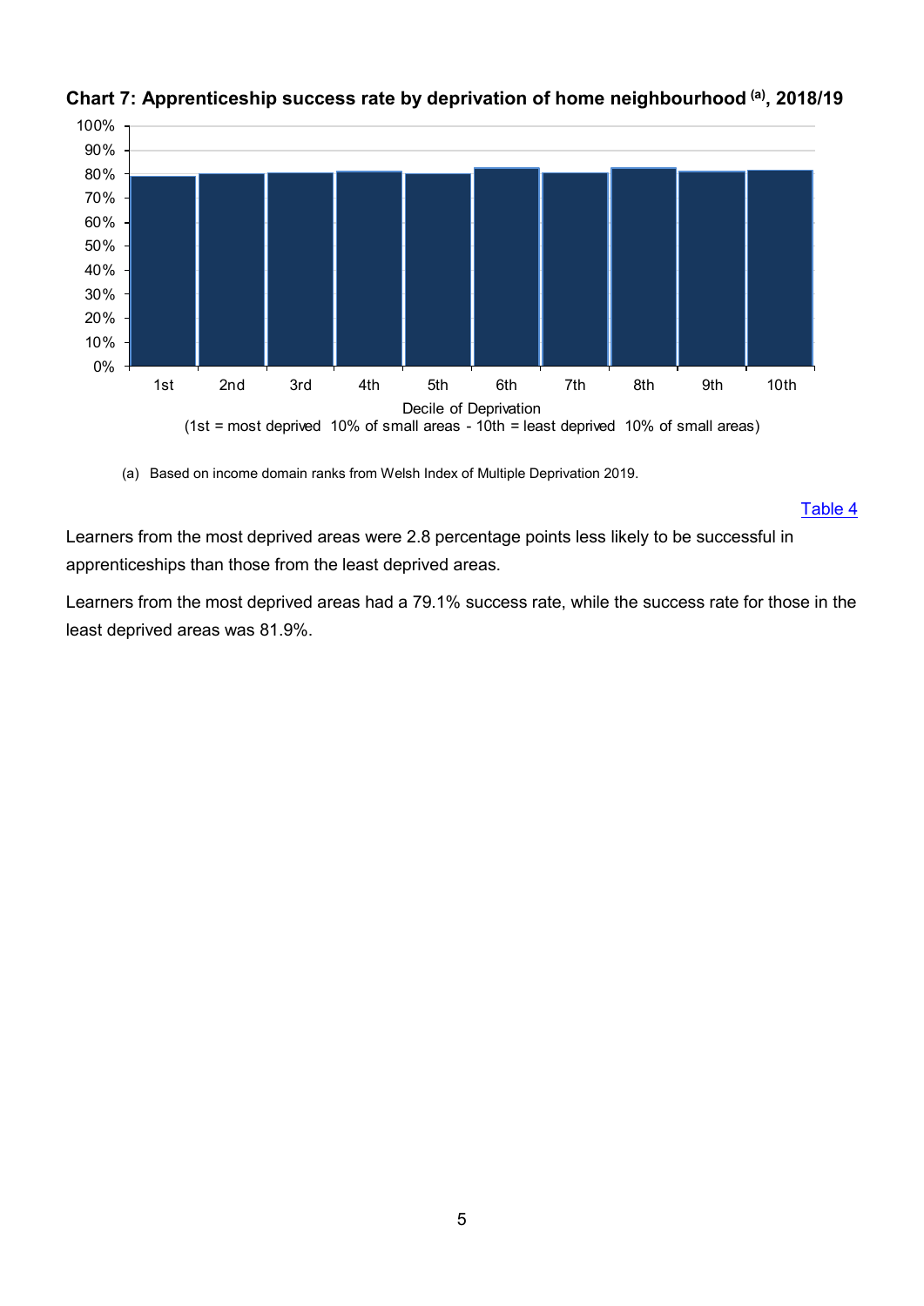**Chart 7: Apprenticeship success rate by deprivation of home neighbourhood [(a)], 2018/19**

100%
90%
80%
70%
60%
50%
40%
30%
20%
10%
0%

1st 2nd 3rd 4th 5th 6th 7th 8th 9th 10th

Decile of Deprivation
(1st = most deprived 10% of small areas - 10th = least deprived 10% of small areas)

(a) Based on income domain ranks from Welsh Index of Multiple Deprivation 2019.

[Table 4]

Learners from the most deprived areas were 2.8 percentage points less likely to be successful in apprenticeships than those from the least deprived areas.

Learners from the most deprived areas had a 79.1% success rate, while the success rate for those in the least deprived areas was 81.9%.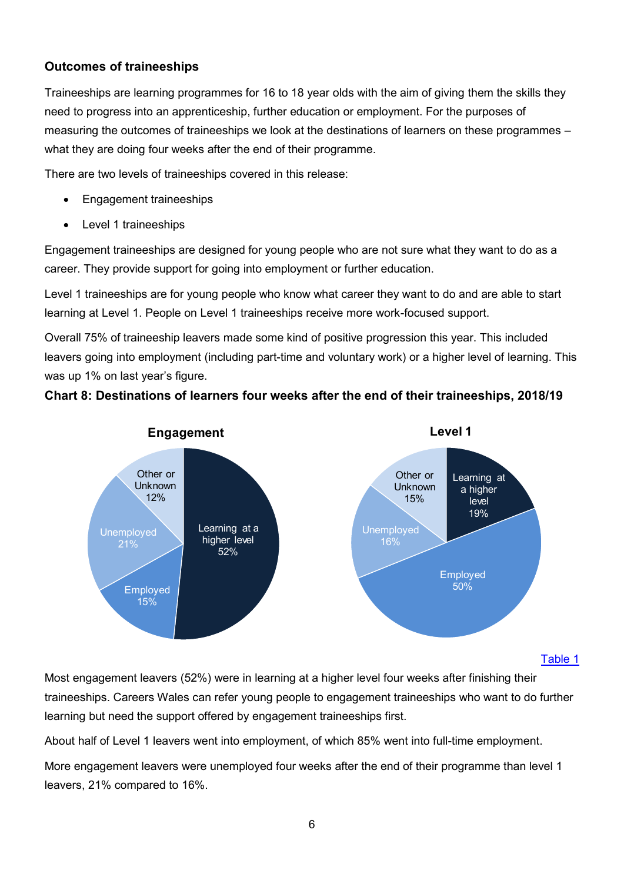### Outcomes of traineeships

Traineeships are learning programmes for 16 to 18 year olds with the aim of giving them the skills they need to progress into an apprenticeship, further education or employment. For the purposes of measuring the outcomes of traineeships we look at the destinations of learners on these programmes – what they are doing four weeks after the end of their programme.

There are two levels of traineeships covered in this release:

- Engagement traineeships
- Level 1 traineeships

Engagement traineeships are designed for young people who are not sure what they want to do as a career. They provide support for going into employment or further education.

Level 1 traineeships are for young people who know what career they want to do and are able to start learning at Level 1. People on Level 1 traineeships receive more work-focused support.

Overall 75% of traineeship leavers made some kind of positive progression this year. This included leavers going into employment (including part-time and voluntary work) or a higher level of learning. This was up 1% on last year's figure.

**Chart 8: Destinations of learners four weeks after the end of their traineeships, 2018/19**

**Engagement**

| Destination | Percentage |
|---|---|
| Learning at a higher level | 52% |
| Employed | 15% |
| Unemployed | 21% |
| Other or Unknown | 12% |

**Level 1**

| Destination | Percentage |
|---|---|
| Learning at a higher level | 19% |
| Employed | 50% |
| Unemployed | 16% |
| Other or Unknown | 15% |

[Table 1]

Most engagement leavers (52%) were in learning at a higher level four weeks after finishing their traineeships. Careers Wales can refer young people to engagement traineeships who want to do further learning but need the support offered by engagement traineeships first.

About half of Level 1 leavers went into employment, of which 85% went into full-time employment.

More engagement leavers were unemployed four weeks after the end of their programme than level 1 leavers, 21% compared to 16%.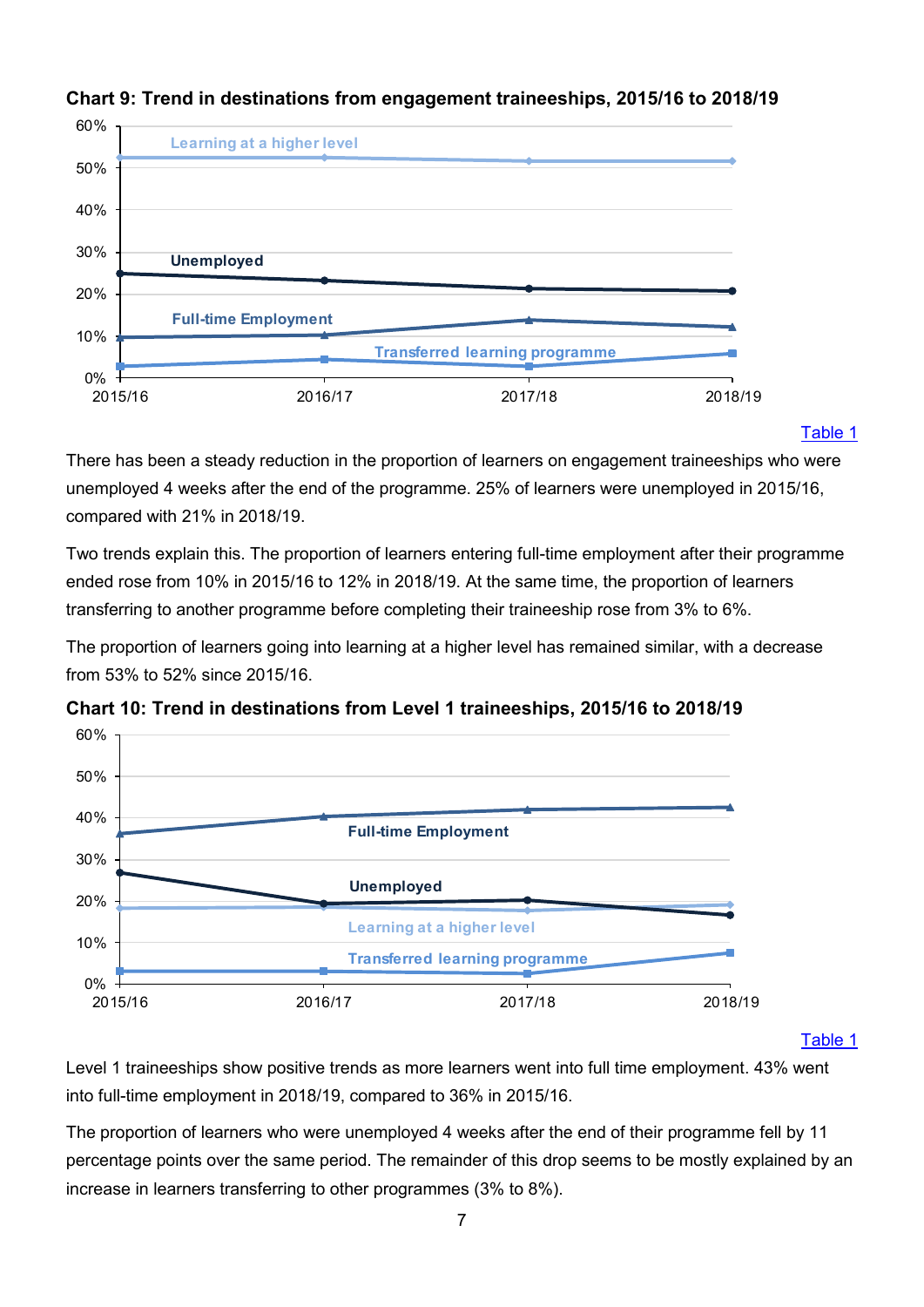**Chart 9: Trend in destinations from engagement traineeships, 2015/16 to 2018/19**

Table 1

There has been a steady reduction in the proportion of learners on engagement traineeships who were unemployed 4 weeks after the end of the programme. 25% of learners were unemployed in 2015/16, compared with 21% in 2018/19.

Two trends explain this. The proportion of learners entering full-time employment after their programme ended rose from 10% in 2015/16 to 12% in 2018/19. At the same time, the proportion of learners transferring to another programme before completing their traineeship rose from 3% to 6%.

The proportion of learners going into learning at a higher level has remained similar, with a decrease from 53% to 52% since 2015/16.

**Chart 10: Trend in destinations from Level 1 traineeships, 2015/16 to 2018/19**

Table 1

Level 1 traineeships show positive trends as more learners went into full time employment. 43% went into full-time employment in 2018/19, compared to 36% in 2015/16.

The proportion of learners who were unemployed 4 weeks after the end of their programme fell by 11 percentage points over the same period. The remainder of this drop seems to be mostly explained by an increase in learners transferring to other programmes (3% to 8%).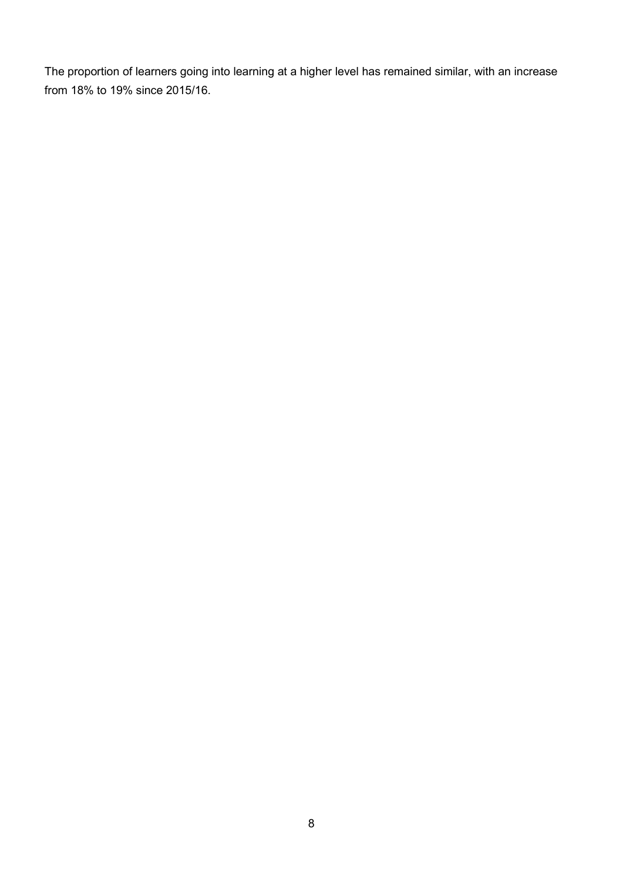The proportion of learners going into learning at a higher level has remained similar, with an increase from 18% to 19% since 2015/16.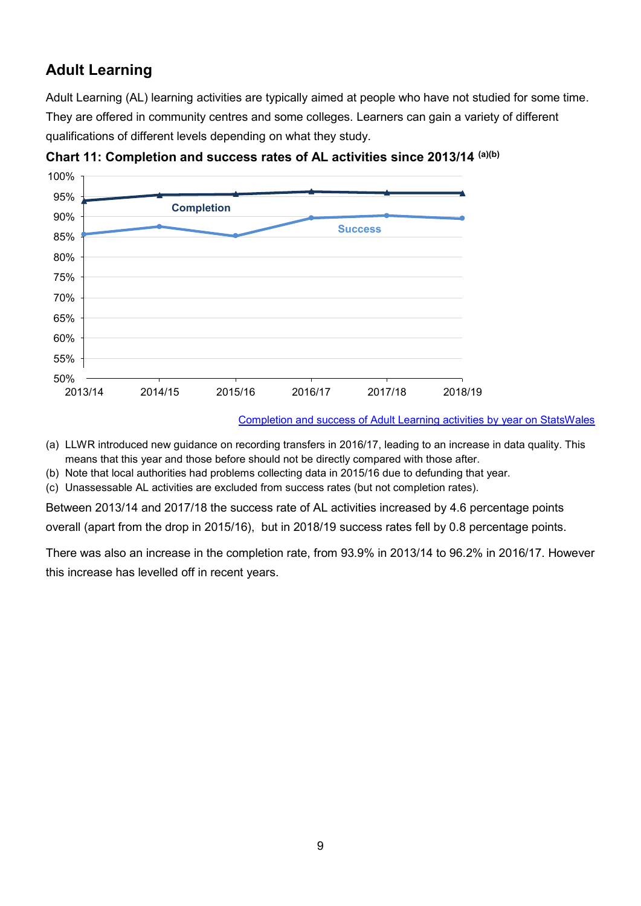## Adult Learning

Adult Learning (AL) learning activities are typically aimed at people who have not studied for some time. They are offered in community centres and some colleges. Learners can gain a variety of different qualifications of different levels depending on what they study.

**Chart 11: Completion and success rates of AL activities since 2013/14 [(a)(b)]**

[Completion and success of Adult Learning activities by year on StatsWales]

(a) LLWR introduced new guidance on recording transfers in 2016/17, leading to an increase in data quality. This means that this year and those before should not be directly compared with those after.

(b) Note that local authorities had problems collecting data in 2015/16 due to defunding that year.

(c) Unassessable AL activities are excluded from success rates (but not completion rates).

Between 2013/14 and 2017/18 the success rate of AL activities increased by 4.6 percentage points overall (apart from the drop in 2015/16), but in 2018/19 success rates fell by 0.8 percentage points.

There was also an increase in the completion rate, from 93.9% in 2013/14 to 96.2% in 2016/17. However this increase has levelled off in recent years.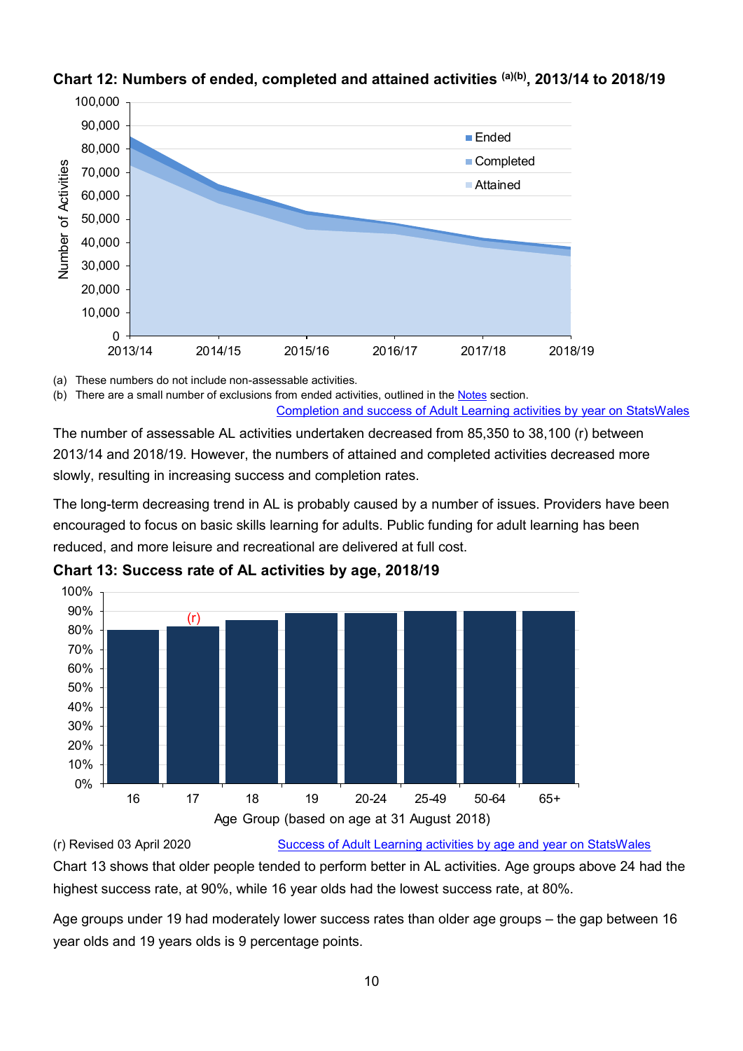**Chart 12: Numbers of ended, completed and attained activities [a][b], 2013/14 to 2018/19**

(a) These numbers do not include non-assessable activities.

(b) There are a small number of exclusions from ended activities, outlined in the Notes section.

Completion and success of Adult Learning activities by year on StatsWales

The number of assessable AL activities undertaken decreased from 85,350 to 38,100 (r) between 2013/14 and 2018/19. However, the numbers of attained and completed activities decreased more slowly, resulting in increasing success and completion rates.

The long-term decreasing trend in AL is probably caused by a number of issues. Providers have been encouraged to focus on basic skills learning for adults. Public funding for adult learning has been reduced, and more leisure and recreational are delivered at full cost.

**Chart 13: Success rate of AL activities by age, 2018/19**

(r) Revised 03 April 2020

Success of Adult Learning activities by age and year on StatsWales

Chart 13 shows that older people tended to perform better in AL activities. Age groups above 24 had the highest success rate, at 90%, while 16 year olds had the lowest success rate, at 80%.

Age groups under 19 had moderately lower success rates than older age groups – the gap between 16 year olds and 19 years olds is 9 percentage points.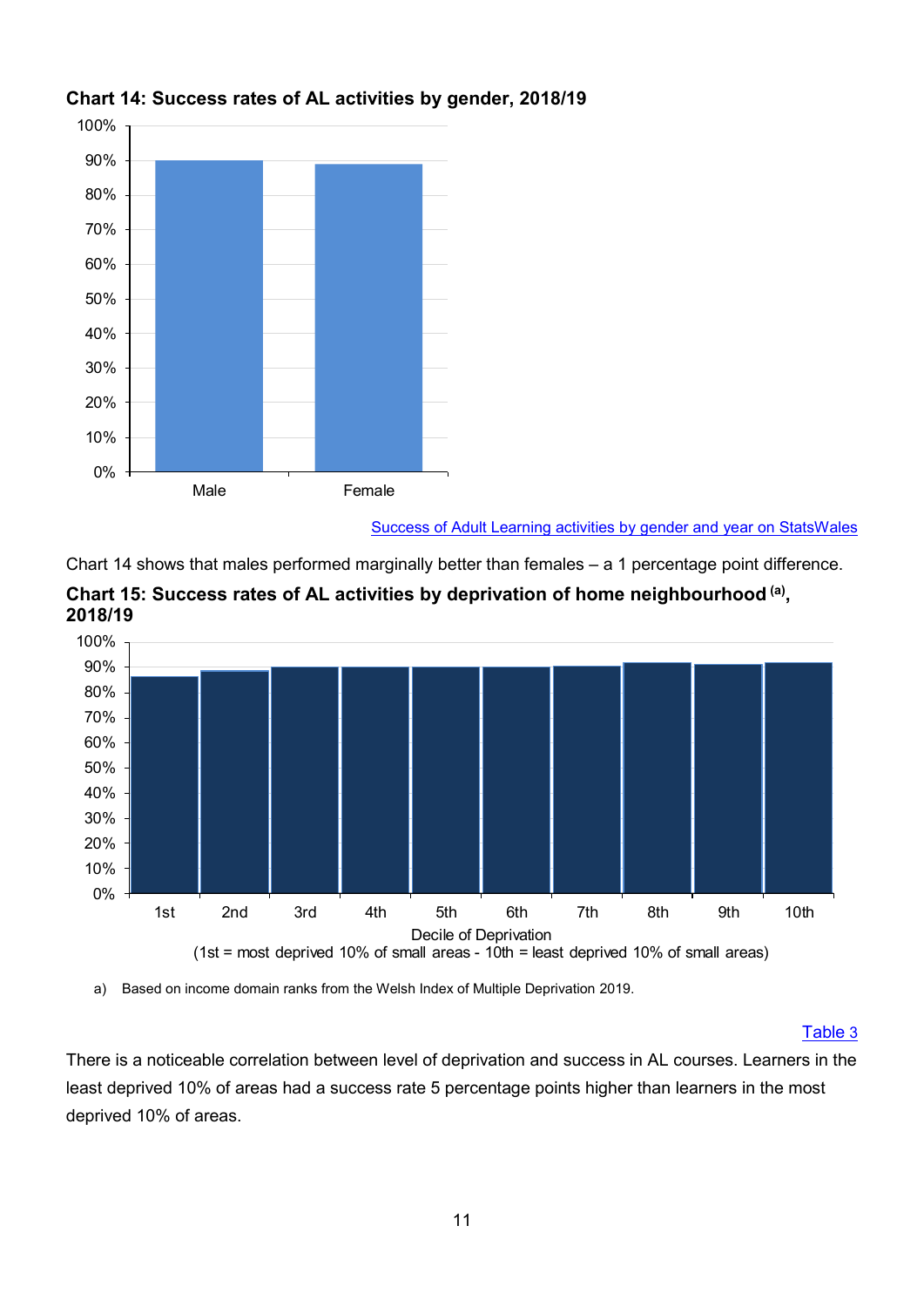**Chart 14: Success rates of AL activities by gender, 2018/19**

[Success of Adult Learning activities by gender and year on StatsWales]

Chart 14 shows that males performed marginally better than females – a 1 percentage point difference.

**Chart 15: Success rates of AL activities by deprivation of home neighbourhood [(a)], 2018/19**

a) Based on income domain ranks from the Welsh Index of Multiple Deprivation 2019.

[Table 3]

There is a noticeable correlation between level of deprivation and success in AL courses. Learners in the least deprived 10% of areas had a success rate 5 percentage points higher than learners in the most deprived 10% of areas.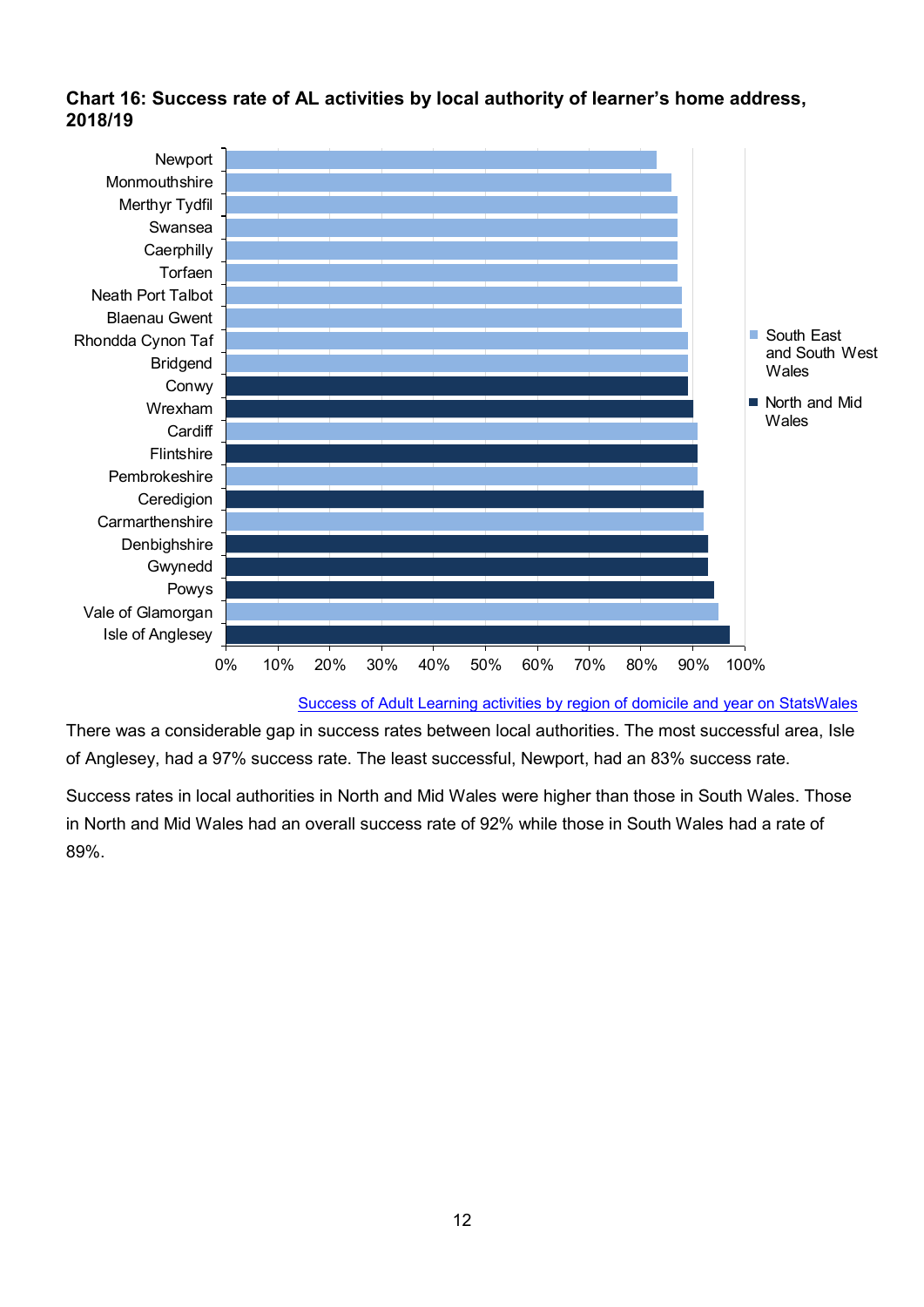**Chart 16: Success rate of AL activities by local authority of learner's home address, 2018/19**

[Success of Adult Learning activities by region of domicile and year on StatsWales](#)

There was a considerable gap in success rates between local authorities. The most successful area, Isle of Anglesey, had a 97% success rate. The least successful, Newport, had an 83% success rate.

Success rates in local authorities in North and Mid Wales were higher than those in South Wales. Those in North and Mid Wales had an overall success rate of 92% while those in South Wales had a rate of 89%.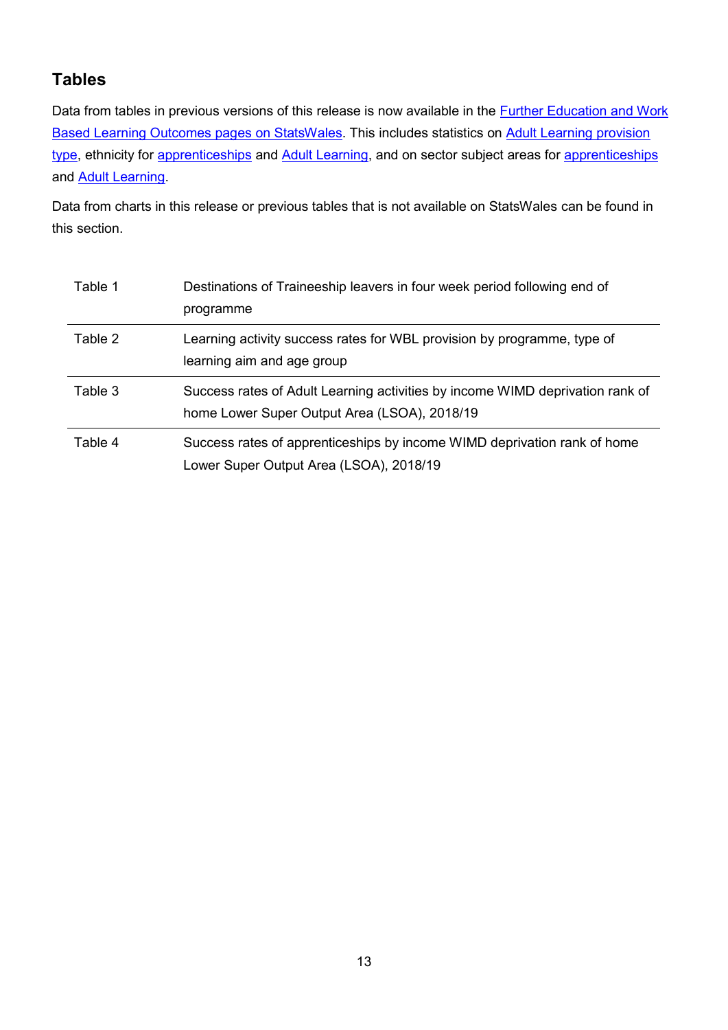## Tables

Data from tables in previous versions of this release is now available in the Further Education and Work Based Learning Outcomes pages on StatsWales. This includes statistics on Adult Learning provision type, ethnicity for apprenticeships and Adult Learning, and on sector subject areas for apprenticeships and Adult Learning.

Data from charts in this release or previous tables that is not available on StatsWales can be found in this section.

| | |
|---|---|
| Table 1 | Destinations of Traineeship leavers in four week period following end of programme |
| Table 2 | Learning activity success rates for WBL provision by programme, type of learning aim and age group |
| Table 3 | Success rates of Adult Learning activities by income WIMD deprivation rank of home Lower Super Output Area (LSOA), 2018/19 |
| Table 4 | Success rates of apprenticeships by income WIMD deprivation rank of home Lower Super Output Area (LSOA), 2018/19 |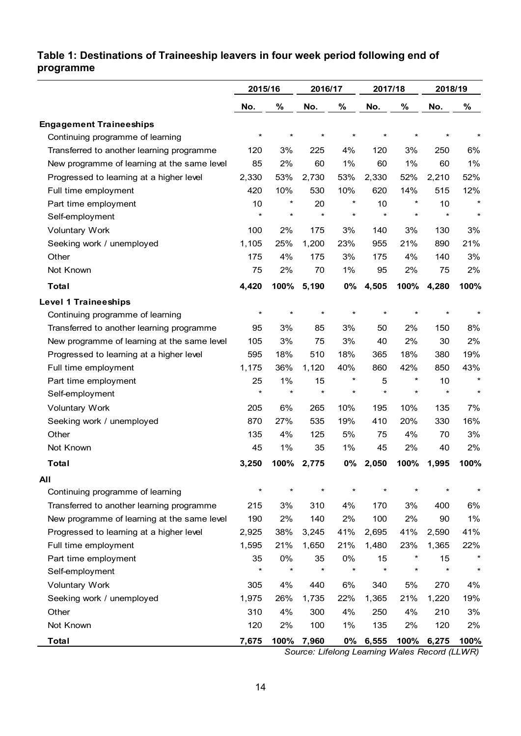**Table 1: Destinations of Traineeship leavers in four week period following end of programme**

| | 2015/16 | | 2016/17 | | 2017/18 | | 2018/19 | |
|---|---|---|---|---|---|---|---|---|
| | No. | % | No. | % | No. | % | No. | % |
| **Engagement Traineeships** | | | | | | | | |
| Continuing programme of learning | * | * | * | * | * | * | * | * |
| Transferred to another learning programme | 120 | 3% | 225 | 4% | 120 | 3% | 250 | 6% |
| New programme of learning at the same level | 85 | 2% | 60 | 1% | 60 | 1% | 60 | 1% |
| Progressed to learning at a higher level | 2,330 | 53% | 2,730 | 53% | 2,330 | 52% | 2,210 | 52% |
| Full time employment | 420 | 10% | 530 | 10% | 620 | 14% | 515 | 12% |
| Part time employment | 10 | * | 20 | * | 10 | * | 10 | * |
| Self-employment | * | * | * | * | * | * | * | * |
| Voluntary Work | 100 | 2% | 175 | 3% | 140 | 3% | 130 | 3% |
| Seeking work / unemployed | 1,105 | 25% | 1,200 | 23% | 955 | 21% | 890 | 21% |
| Other | 175 | 4% | 175 | 3% | 175 | 4% | 140 | 3% |
| Not Known | 75 | 2% | 70 | 1% | 95 | 2% | 75 | 2% |
| **Total** | **4,420** | **100%** | **5,190** | **0%** | **4,505** | **100%** | **4,280** | **100%** |
| **Level 1 Traineeships** | | | | | | | | |
| Continuing programme of learning | * | * | * | * | * | * | * | * |
| Transferred to another learning programme | 95 | 3% | 85 | 3% | 50 | 2% | 150 | 8% |
| New programme of learning at the same level | 105 | 3% | 75 | 3% | 40 | 2% | 30 | 2% |
| Progressed to learning at a higher level | 595 | 18% | 510 | 18% | 365 | 18% | 380 | 19% |
| Full time employment | 1,175 | 36% | 1,120 | 40% | 860 | 42% | 850 | 43% |
| Part time employment | 25 | 1% | 15 | * | 5 | * | 10 | * |
| Self-employment | * | * | * | * | * | * | * | * |
| Voluntary Work | 205 | 6% | 265 | 10% | 195 | 10% | 135 | 7% |
| Seeking work / unemployed | 870 | 27% | 535 | 19% | 410 | 20% | 330 | 16% |
| Other | 135 | 4% | 125 | 5% | 75 | 4% | 70 | 3% |
| Not Known | 45 | 1% | 35 | 1% | 45 | 2% | 40 | 2% |
| **Total** | **3,250** | **100%** | **2,775** | **0%** | **2,050** | **100%** | **1,995** | **100%** |
| **All** | | | | | | | | |
| Continuing programme of learning | * | * | * | * | * | * | * | * |
| Transferred to another learning programme | 215 | 3% | 310 | 4% | 170 | 3% | 400 | 6% |
| New programme of learning at the same level | 190 | 2% | 140 | 2% | 100 | 2% | 90 | 1% |
| Progressed to learning at a higher level | 2,925 | 38% | 3,245 | 41% | 2,695 | 41% | 2,590 | 41% |
| Full time employment | 1,595 | 21% | 1,650 | 21% | 1,480 | 23% | 1,365 | 22% |
| Part time employment | 35 | 0% | 35 | 0% | 15 | * | 15 | * |
| Self-employment | * | * | * | * | * | * | * | * |
| Voluntary Work | 305 | 4% | 440 | 6% | 340 | 5% | 270 | 4% |
| Seeking work / unemployed | 1,975 | 26% | 1,735 | 22% | 1,365 | 21% | 1,220 | 19% |
| Other | 310 | 4% | 300 | 4% | 250 | 4% | 210 | 3% |
| Not Known | 120 | 2% | 100 | 1% | 135 | 2% | 120 | 2% |
| **Total** | **7,675** | **100%** | **7,960** | **0%** | **6,555** | **100%** | **6,275** | **100%** |

*Source: Lifelong Learning Wales Record (LLWR)*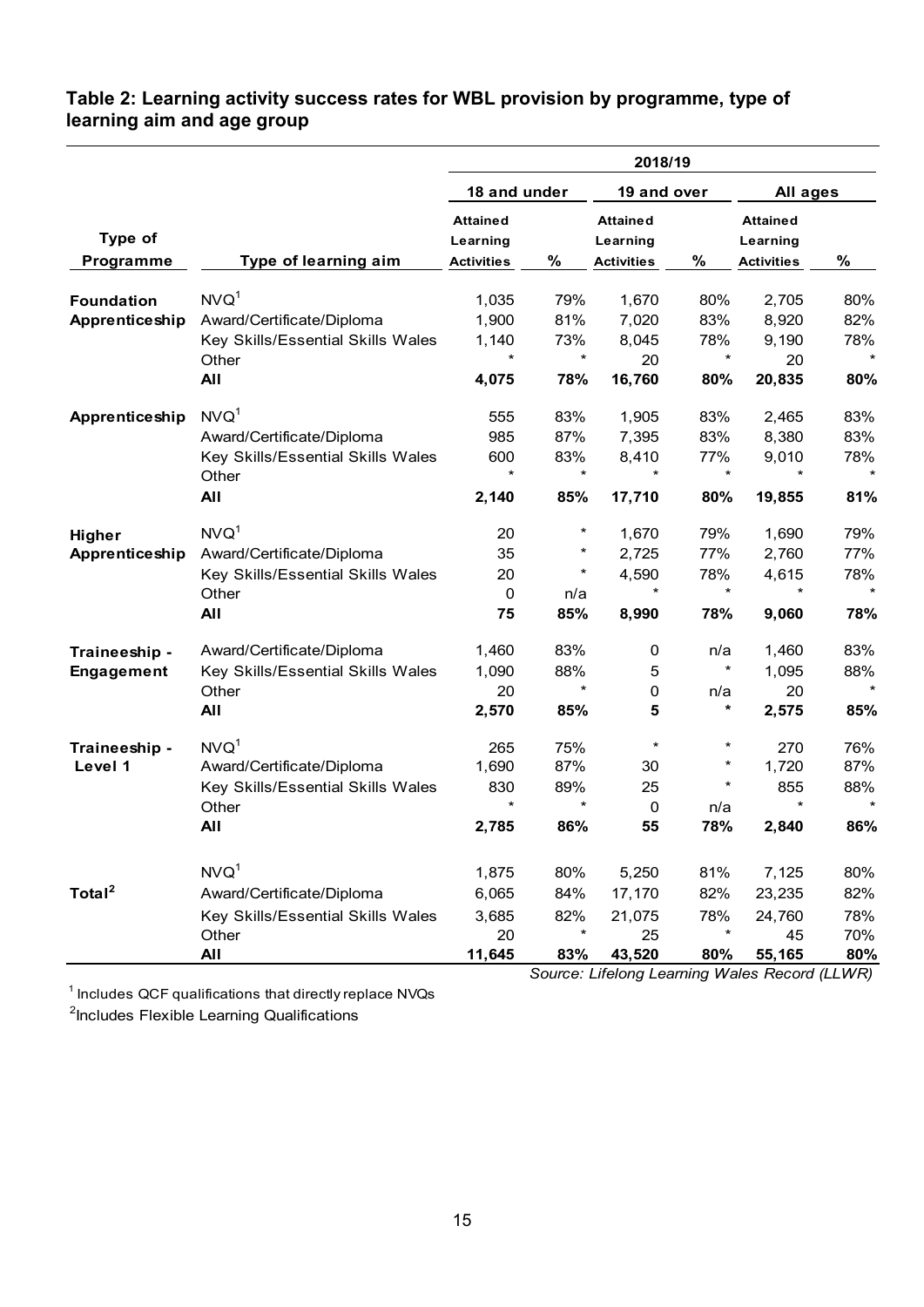**Table 2: Learning activity success rates for WBL provision by programme, type of learning aim and age group**

| | | 2018/19 | | | | | |
|---|---|---|---|---|---|---|---|
| | | 18 and under | | 19 and over | | All ages | |
| Type of Programme | Type of learning aim | Attained Learning Activities | % | Attained Learning Activities | % | Attained Learning Activities | % |
| **Foundation Apprenticeship** | NVQ[1] | 1,035 | 79% | 1,670 | 80% | 2,705 | 80% |
| | Award/Certificate/Diploma | 1,900 | 81% | 7,020 | 83% | 8,920 | 82% |
| | Key Skills/Essential Skills Wales | 1,140 | 73% | 8,045 | 78% | 9,190 | 78% |
| | Other | * | * | 20 | * | 20 | * |
| | **All** | **4,075** | **78%** | **16,760** | **80%** | **20,835** | **80%** |
| **Apprenticeship** | NVQ[1] | 555 | 83% | 1,905 | 83% | 2,465 | 83% |
| | Award/Certificate/Diploma | 985 | 87% | 7,395 | 83% | 8,380 | 83% |
| | Key Skills/Essential Skills Wales | 600 | 83% | 8,410 | 77% | 9,010 | 78% |
| | Other | * | * | * | * | * | * |
| | **All** | **2,140** | **85%** | **17,710** | **80%** | **19,855** | **81%** |
| **Higher Apprenticeship** | NVQ[1] | 20 | * | 1,670 | 79% | 1,690 | 79% |
| | Award/Certificate/Diploma | 35 | * | 2,725 | 77% | 2,760 | 77% |
| | Key Skills/Essential Skills Wales | 20 | * | 4,590 | 78% | 4,615 | 78% |
| | Other | 0 | n/a | * | * | * | * |
| | **All** | **75** | **85%** | **8,990** | **78%** | **9,060** | **78%** |
| **Traineeship - Engagement** | Award/Certificate/Diploma | 1,460 | 83% | 0 | n/a | 1,460 | 83% |
| | Key Skills/Essential Skills Wales | 1,090 | 88% | 5 | * | 1,095 | 88% |
| | Other | 20 | * | 0 | n/a | 20 | * |
| | **All** | **2,570** | **85%** | **5** | **\*** | **2,575** | **85%** |
| **Traineeship - Level 1** | NVQ[1] | 265 | 75% | * | * | 270 | 76% |
| | Award/Certificate/Diploma | 1,690 | 87% | 30 | * | 1,720 | 87% |
| | Key Skills/Essential Skills Wales | 830 | 89% | 25 | * | 855 | 88% |
| | Other | * | * | 0 | n/a | * | * |
| | **All** | **2,785** | **86%** | **55** | **78%** | **2,840** | **86%** |
| **Total[2]** | NVQ[1] | 1,875 | 80% | 5,250 | 81% | 7,125 | 80% |
| | Award/Certificate/Diploma | 6,065 | 84% | 17,170 | 82% | 23,235 | 82% |
| | Key Skills/Essential Skills Wales | 3,685 | 82% | 21,075 | 78% | 24,760 | 78% |
| | Other | 20 | * | 25 | * | 45 | 70% |
| | **All** | **11,645** | **83%** | **43,520** | **80%** | **55,165** | **80%** |

*Source: Lifelong Learning Wales Record (LLWR)*

[1] Includes QCF qualifications that directly replace NVQs

[2] Includes Flexible Learning Qualifications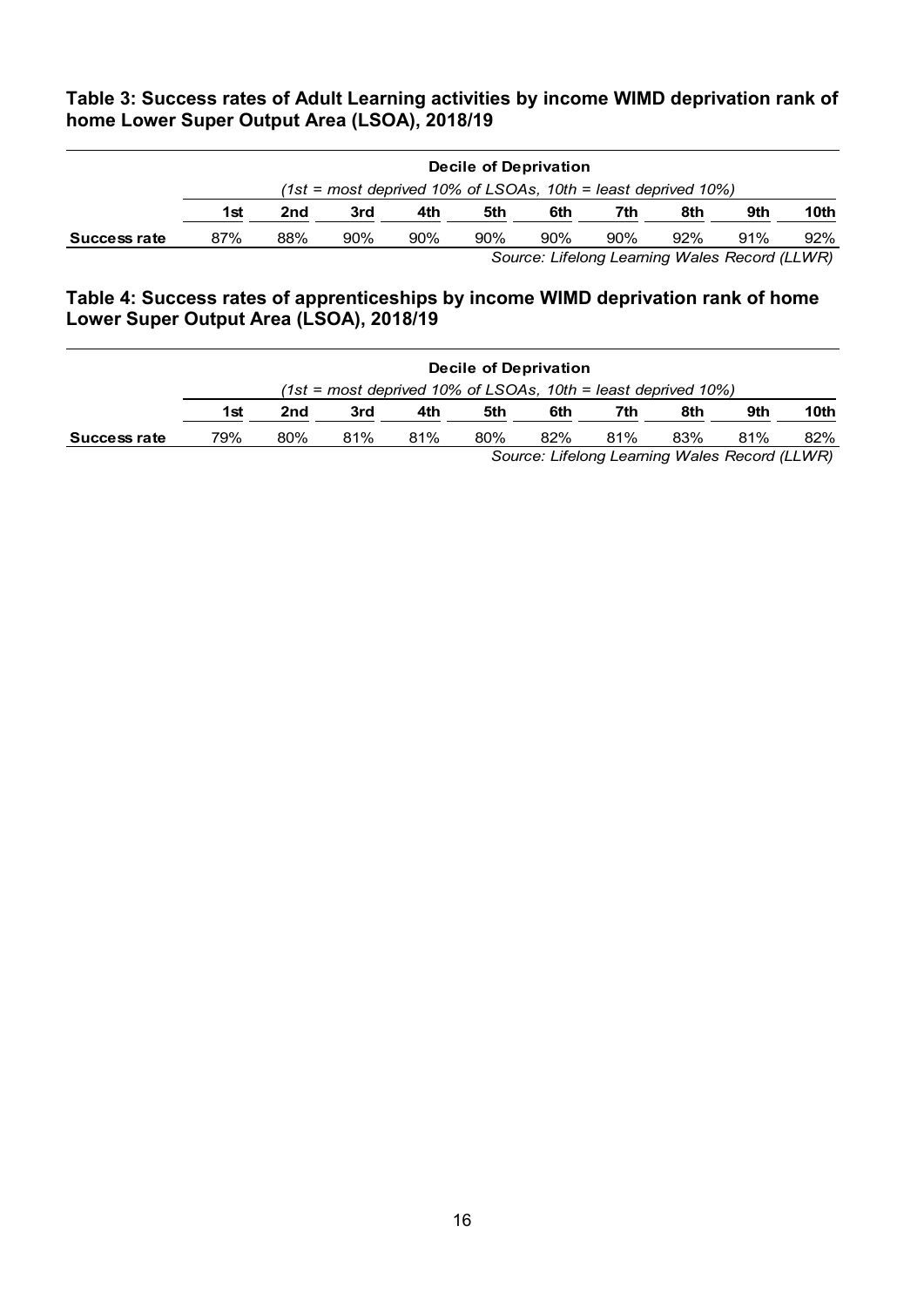**Table 3: Success rates of Adult Learning activities by income WIMD deprivation rank of home Lower Super Output Area (LSOA), 2018/19**

| | Decile of Deprivation *(1st = most deprived 10% of LSOAs, 10th = least deprived 10%)* | | | | | | | | | |
|---|---|---|---|---|---|---|---|---|---|---|
| | **1st** | **2nd** | **3rd** | **4th** | **5th** | **6th** | **7th** | **8th** | **9th** | **10th** |
| **Success rate** | 87% | 88% | 90% | 90% | 90% | 90% | 90% | 92% | 91% | 92% |

*Source: Lifelong Learning Wales Record (LLWR)*

**Table 4: Success rates of apprenticeships by income WIMD deprivation rank of home Lower Super Output Area (LSOA), 2018/19**

| | Decile of Deprivation *(1st = most deprived 10% of LSOAs, 10th = least deprived 10%)* | | | | | | | | | |
|---|---|---|---|---|---|---|---|---|---|---|
| | **1st** | **2nd** | **3rd** | **4th** | **5th** | **6th** | **7th** | **8th** | **9th** | **10th** |
| **Success rate** | 79% | 80% | 81% | 81% | 80% | 82% | 81% | 83% | 81% | 82% |

*Source: Lifelong Learning Wales Record (LLWR)*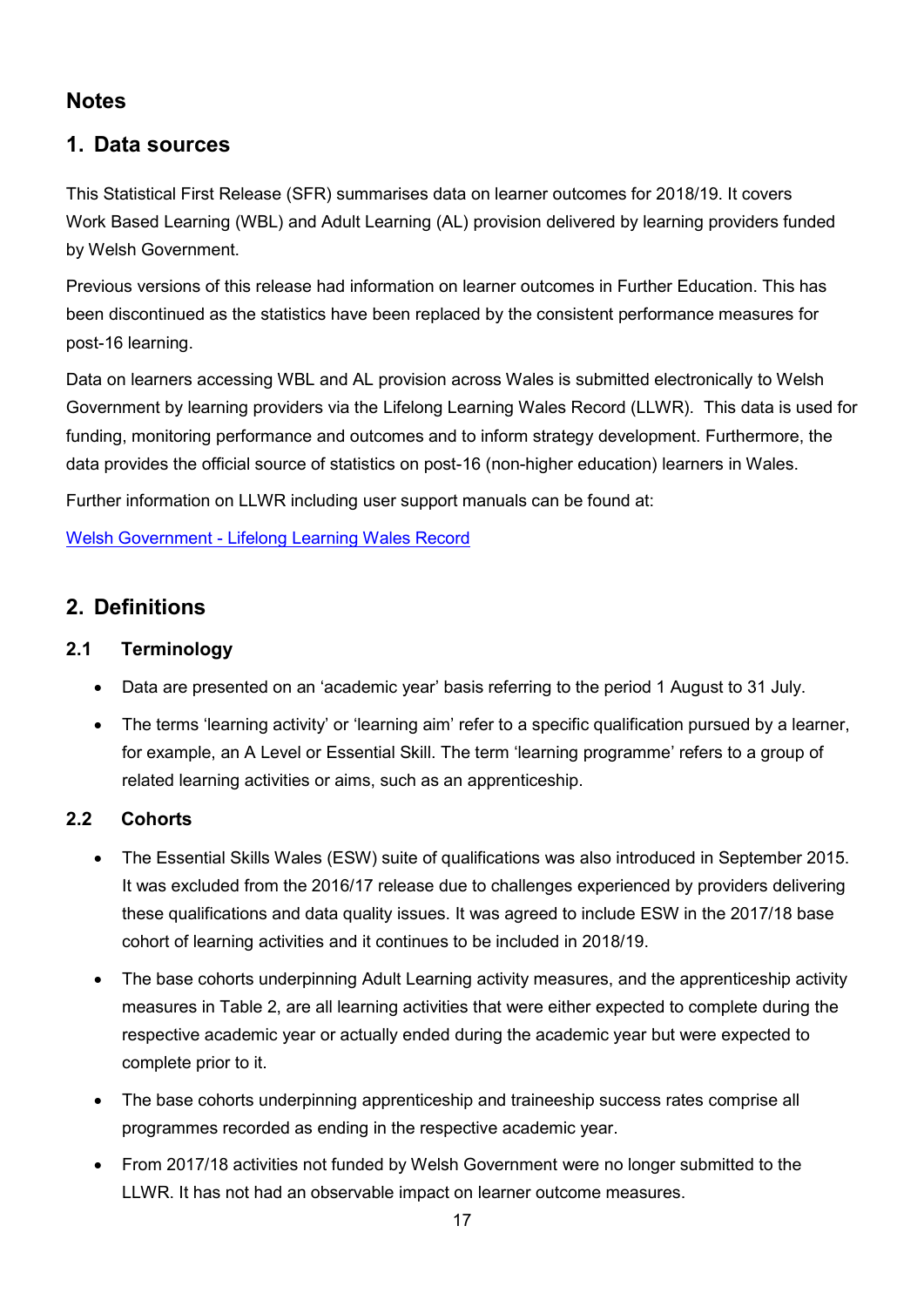## Notes

## 1. Data sources

This Statistical First Release (SFR) summarises data on learner outcomes for 2018/19. It covers Work Based Learning (WBL) and Adult Learning (AL) provision delivered by learning providers funded by Welsh Government.

Previous versions of this release had information on learner outcomes in Further Education. This has been discontinued as the statistics have been replaced by the consistent performance measures for post-16 learning.

Data on learners accessing WBL and AL provision across Wales is submitted electronically to Welsh Government by learning providers via the Lifelong Learning Wales Record (LLWR). This data is used for funding, monitoring performance and outcomes and to inform strategy development. Furthermore, the data provides the official source of statistics on post-16 (non-higher education) learners in Wales.

Further information on LLWR including user support manuals can be found at:

[Welsh Government - Lifelong Learning Wales Record]

## 2. Definitions

### 2.1 Terminology

- Data are presented on an 'academic year' basis referring to the period 1 August to 31 July.
- The terms 'learning activity' or 'learning aim' refer to a specific qualification pursued by a learner, for example, an A Level or Essential Skill. The term 'learning programme' refers to a group of related learning activities or aims, such as an apprenticeship.

### 2.2 Cohorts

- The Essential Skills Wales (ESW) suite of qualifications was also introduced in September 2015. It was excluded from the 2016/17 release due to challenges experienced by providers delivering these qualifications and data quality issues. It was agreed to include ESW in the 2017/18 base cohort of learning activities and it continues to be included in 2018/19.
- The base cohorts underpinning Adult Learning activity measures, and the apprenticeship activity measures in Table 2, are all learning activities that were either expected to complete during the respective academic year or actually ended during the academic year but were expected to complete prior to it.
- The base cohorts underpinning apprenticeship and traineeship success rates comprise all programmes recorded as ending in the respective academic year.
- From 2017/18 activities not funded by Welsh Government were no longer submitted to the LLWR. It has not had an observable impact on learner outcome measures.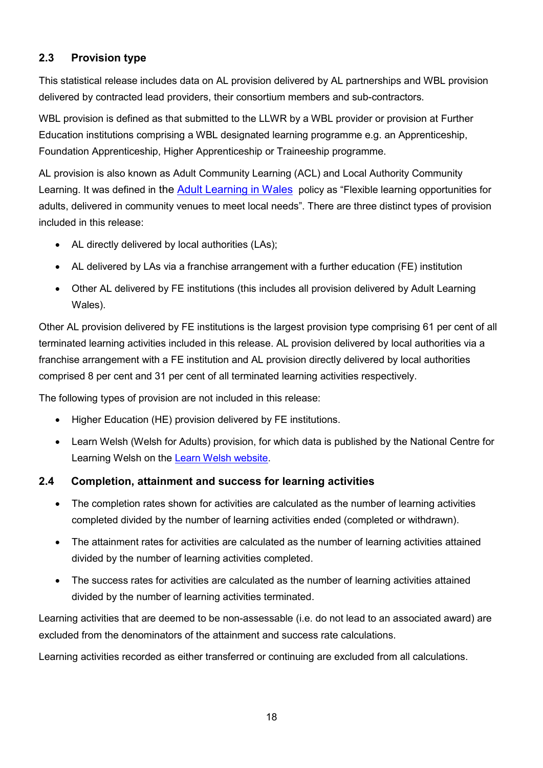## 2.3 Provision type

This statistical release includes data on AL provision delivered by AL partnerships and WBL provision delivered by contracted lead providers, their consortium members and sub-contractors.

WBL provision is defined as that submitted to the LLWR by a WBL provider or provision at Further Education institutions comprising a WBL designated learning programme e.g. an Apprenticeship, Foundation Apprenticeship, Higher Apprenticeship or Traineeship programme.

AL provision is also known as Adult Community Learning (ACL) and Local Authority Community Learning. It was defined in the Adult Learning in Wales policy as "Flexible learning opportunities for adults, delivered in community venues to meet local needs". There are three distinct types of provision included in this release:

- AL directly delivered by local authorities (LAs);
- AL delivered by LAs via a franchise arrangement with a further education (FE) institution
- Other AL delivered by FE institutions (this includes all provision delivered by Adult Learning Wales).

Other AL provision delivered by FE institutions is the largest provision type comprising 61 per cent of all terminated learning activities included in this release. AL provision delivered by local authorities via a franchise arrangement with a FE institution and AL provision directly delivered by local authorities comprised 8 per cent and 31 per cent of all terminated learning activities respectively.

The following types of provision are not included in this release:

- Higher Education (HE) provision delivered by FE institutions.
- Learn Welsh (Welsh for Adults) provision, for which data is published by the National Centre for Learning Welsh on the Learn Welsh website.

## 2.4 Completion, attainment and success for learning activities

- The completion rates shown for activities are calculated as the number of learning activities completed divided by the number of learning activities ended (completed or withdrawn).
- The attainment rates for activities are calculated as the number of learning activities attained divided by the number of learning activities completed.
- The success rates for activities are calculated as the number of learning activities attained divided by the number of learning activities terminated.

Learning activities that are deemed to be non-assessable (i.e. do not lead to an associated award) are excluded from the denominators of the attainment and success rate calculations.

Learning activities recorded as either transferred or continuing are excluded from all calculations.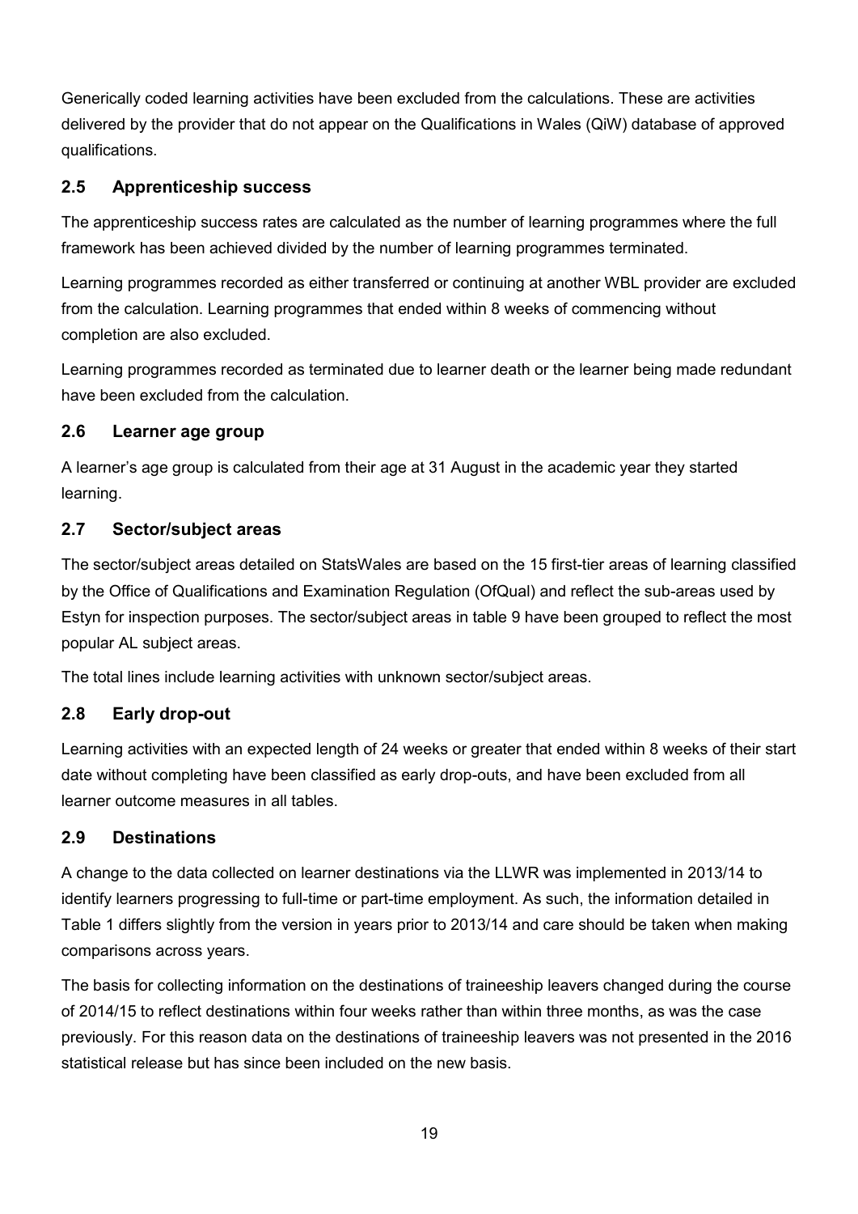Generically coded learning activities have been excluded from the calculations. These are activities delivered by the provider that do not appear on the Qualifications in Wales (QiW) database of approved qualifications.

## 2.5 Apprenticeship success

The apprenticeship success rates are calculated as the number of learning programmes where the full framework has been achieved divided by the number of learning programmes terminated.

Learning programmes recorded as either transferred or continuing at another WBL provider are excluded from the calculation. Learning programmes that ended within 8 weeks of commencing without completion are also excluded.

Learning programmes recorded as terminated due to learner death or the learner being made redundant have been excluded from the calculation.

## 2.6 Learner age group

A learner's age group is calculated from their age at 31 August in the academic year they started learning.

## 2.7 Sector/subject areas

The sector/subject areas detailed on StatsWales are based on the 15 first-tier areas of learning classified by the Office of Qualifications and Examination Regulation (OfQual) and reflect the sub-areas used by Estyn for inspection purposes. The sector/subject areas in table 9 have been grouped to reflect the most popular AL subject areas.

The total lines include learning activities with unknown sector/subject areas.

## 2.8 Early drop-out

Learning activities with an expected length of 24 weeks or greater that ended within 8 weeks of their start date without completing have been classified as early drop-outs, and have been excluded from all learner outcome measures in all tables.

## 2.9 Destinations

A change to the data collected on learner destinations via the LLWR was implemented in 2013/14 to identify learners progressing to full-time or part-time employment. As such, the information detailed in Table 1 differs slightly from the version in years prior to 2013/14 and care should be taken when making comparisons across years.

The basis for collecting information on the destinations of traineeship leavers changed during the course of 2014/15 to reflect destinations within four weeks rather than within three months, as was the case previously. For this reason data on the destinations of traineeship leavers was not presented in the 2016 statistical release but has since been included on the new basis.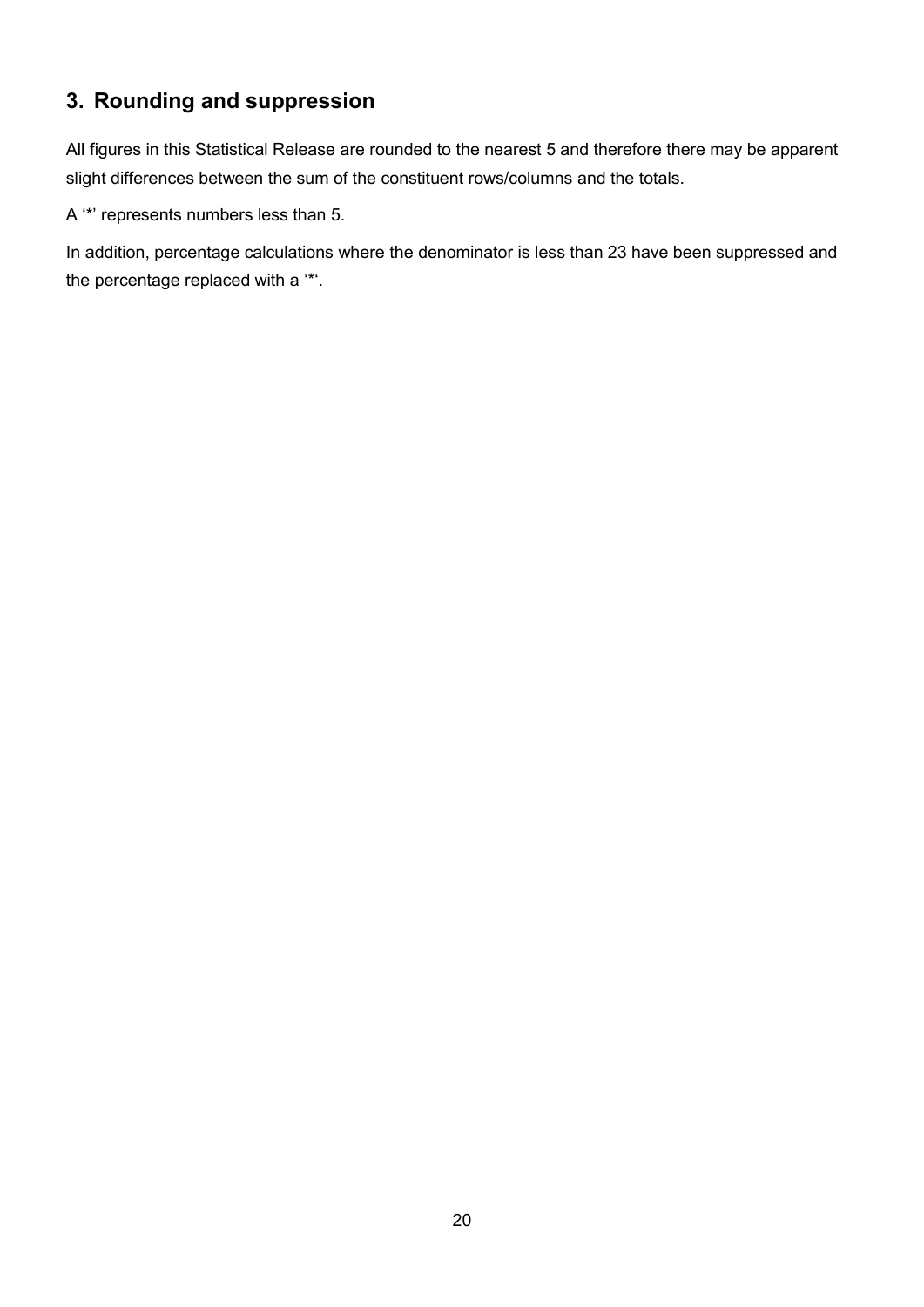## 3. Rounding and suppression

All figures in this Statistical Release are rounded to the nearest 5 and therefore there may be apparent slight differences between the sum of the constituent rows/columns and the totals.

A '*' represents numbers less than 5.

In addition, percentage calculations where the denominator is less than 23 have been suppressed and the percentage replaced with a '*'.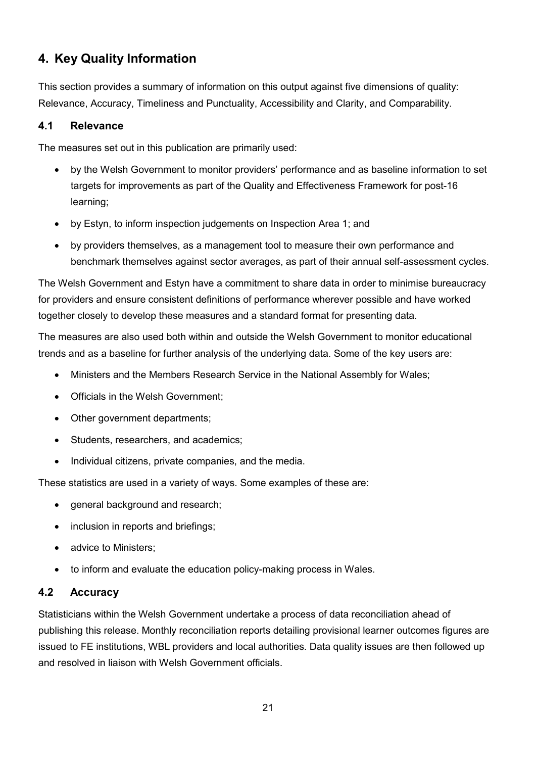## 4. Key Quality Information

This section provides a summary of information on this output against five dimensions of quality: Relevance, Accuracy, Timeliness and Punctuality, Accessibility and Clarity, and Comparability.

### 4.1 Relevance

The measures set out in this publication are primarily used:

- by the Welsh Government to monitor providers' performance and as baseline information to set targets for improvements as part of the Quality and Effectiveness Framework for post-16 learning;
- by Estyn, to inform inspection judgements on Inspection Area 1; and
- by providers themselves, as a management tool to measure their own performance and benchmark themselves against sector averages, as part of their annual self-assessment cycles.

The Welsh Government and Estyn have a commitment to share data in order to minimise bureaucracy for providers and ensure consistent definitions of performance wherever possible and have worked together closely to develop these measures and a standard format for presenting data.

The measures are also used both within and outside the Welsh Government to monitor educational trends and as a baseline for further analysis of the underlying data. Some of the key users are:

- Ministers and the Members Research Service in the National Assembly for Wales;
- Officials in the Welsh Government;
- Other government departments;
- Students, researchers, and academics;
- Individual citizens, private companies, and the media.

These statistics are used in a variety of ways. Some examples of these are:

- general background and research;
- inclusion in reports and briefings;
- advice to Ministers;
- to inform and evaluate the education policy-making process in Wales.

### 4.2 Accuracy

Statisticians within the Welsh Government undertake a process of data reconciliation ahead of publishing this release. Monthly reconciliation reports detailing provisional learner outcomes figures are issued to FE institutions, WBL providers and local authorities. Data quality issues are then followed up and resolved in liaison with Welsh Government officials.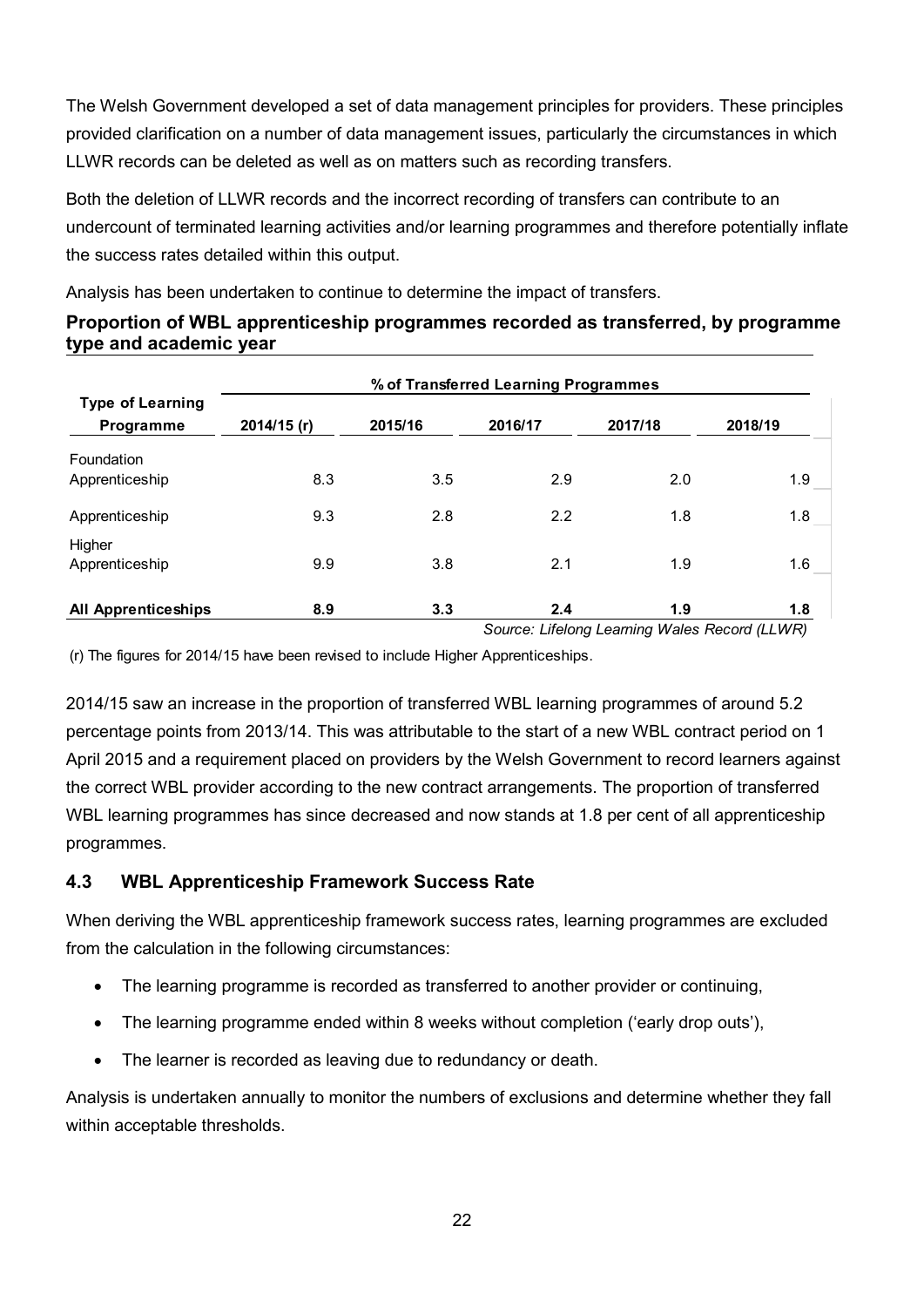The Welsh Government developed a set of data management principles for providers. These principles provided clarification on a number of data management issues, particularly the circumstances in which LLWR records can be deleted as well as on matters such as recording transfers.

Both the deletion of LLWR records and the incorrect recording of transfers can contribute to an undercount of terminated learning activities and/or learning programmes and therefore potentially inflate the success rates detailed within this output.

Analysis has been undertaken to continue to determine the impact of transfers.

**Proportion of WBL apprenticeship programmes recorded as transferred, by programme type and academic year**

| Type of Learning Programme | % of Transferred Learning Programmes | | | | |
|---|---|---|---|---|---|
| | 2014/15 (r) | 2015/16 | 2016/17 | 2017/18 | 2018/19 |
| Foundation Apprenticeship | 8.3 | 3.5 | 2.9 | 2.0 | 1.9 |
| Apprenticeship | 9.3 | 2.8 | 2.2 | 1.8 | 1.8 |
| Higher Apprenticeship | 9.9 | 3.8 | 2.1 | 1.9 | 1.6 |
| **All Apprenticeships** | **8.9** | **3.3** | **2.4** | **1.9** | **1.8** |

*Source: Lifelong Learning Wales Record (LLWR)*

(r) The figures for 2014/15 have been revised to include Higher Apprenticeships.

2014/15 saw an increase in the proportion of transferred WBL learning programmes of around 5.2 percentage points from 2013/14. This was attributable to the start of a new WBL contract period on 1 April 2015 and a requirement placed on providers by the Welsh Government to record learners against the correct WBL provider according to the new contract arrangements. The proportion of transferred WBL learning programmes has since decreased and now stands at 1.8 per cent of all apprenticeship programmes.

### 4.3 WBL Apprenticeship Framework Success Rate

When deriving the WBL apprenticeship framework success rates, learning programmes are excluded from the calculation in the following circumstances:

- The learning programme is recorded as transferred to another provider or continuing,
- The learning programme ended within 8 weeks without completion ('early drop outs'),
- The learner is recorded as leaving due to redundancy or death.

Analysis is undertaken annually to monitor the numbers of exclusions and determine whether they fall within acceptable thresholds.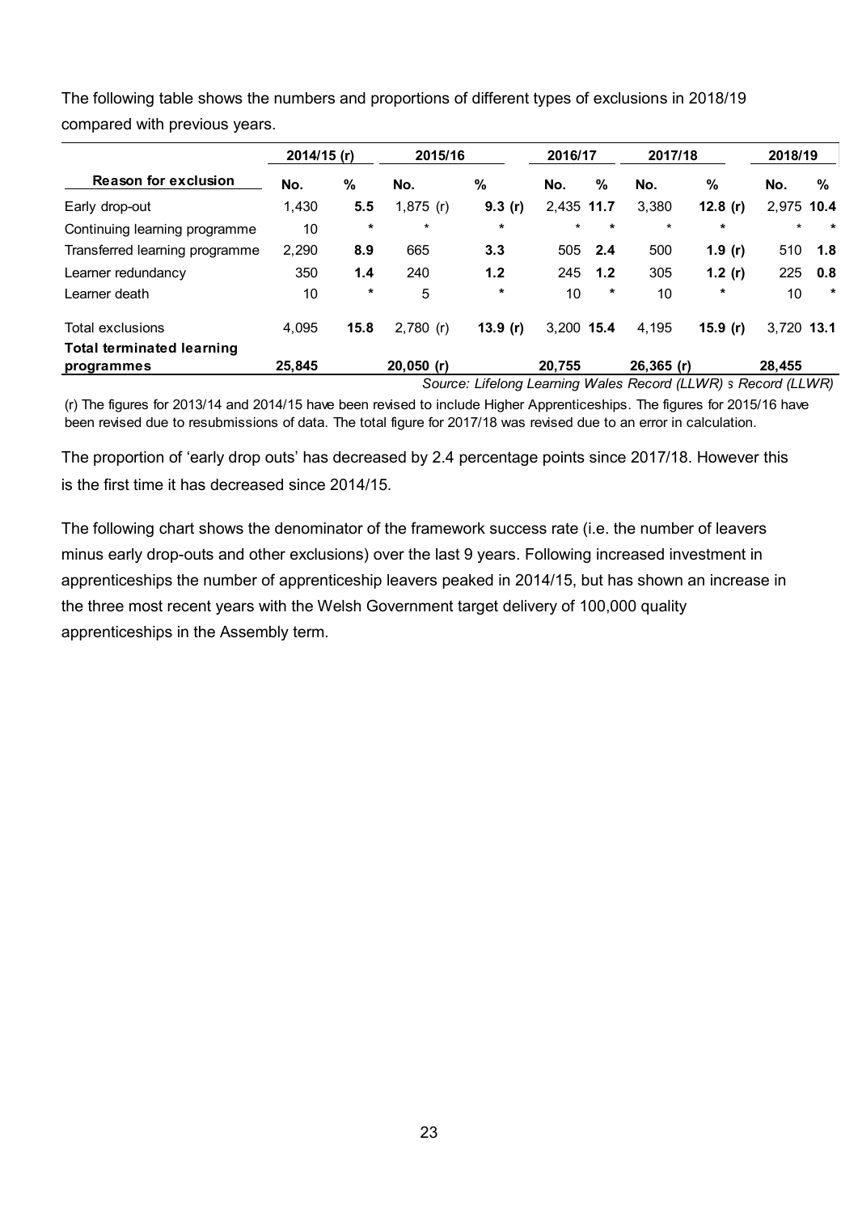The following table shows the numbers and proportions of different types of exclusions in 2018/19 compared with previous years.

| | 2014/15 (r) | | 2015/16 | | 2016/17 | | 2017/18 | | 2018/19 | |
|---|---|---|---|---|---|---|---|---|---|---|
| **Reason for exclusion** | **No.** | **%** | **No.** | **%** | **No.** | **%** | **No.** | **%** | **No.** | **%** |
| Early drop-out | 1,430 | **5.5** | 1,875 (r) | **9.3 (r)** | 2,435 | **11.7** | 3,380 | **12.8 (r)** | 2,975 | **10.4** |
| Continuing learning programme | 10 | * | * | * | * | * | * | * | * | * |
| Transferred learning programme | 2,290 | **8.9** | 665 | **3.3** | 505 | **2.4** | 500 | **1.9 (r)** | 510 | **1.8** |
| Learner redundancy | 350 | **1.4** | 240 | **1.2** | 245 | **1.2** | 305 | **1.2 (r)** | 225 | **0.8** |
| Learner death | 10 | * | 5 | * | 10 | * | 10 | * | 10 | * |
| Total exclusions | 4,095 | **15.8** | 2,780 (r) | **13.9 (r)** | 3,200 | **15.4** | 4,195 | **15.9 (r)** | 3,720 | **13.1** |
| **Total terminated learning programmes** | **25,845** | | **20,050 (r)** | | **20,755** | | **26,365 (r)** | | **28,455** | |

*Source: Lifelong Learning Wales Record (LLWR) s Record (LLWR)*

(r) The figures for 2013/14 and 2014/15 have been revised to include Higher Apprenticeships. The figures for 2015/16 have been revised due to resubmissions of data. The total figure for 2017/18 was revised due to an error in calculation.

The proportion of 'early drop outs' has decreased by 2.4 percentage points since 2017/18. However this is the first time it has decreased since 2014/15.

The following chart shows the denominator of the framework success rate (i.e. the number of leavers minus early drop-outs and other exclusions) over the last 9 years. Following increased investment in apprenticeships the number of apprenticeship leavers peaked in 2014/15, but has shown an increase in the three most recent years with the Welsh Government target delivery of 100,000 quality apprenticeships in the Assembly term.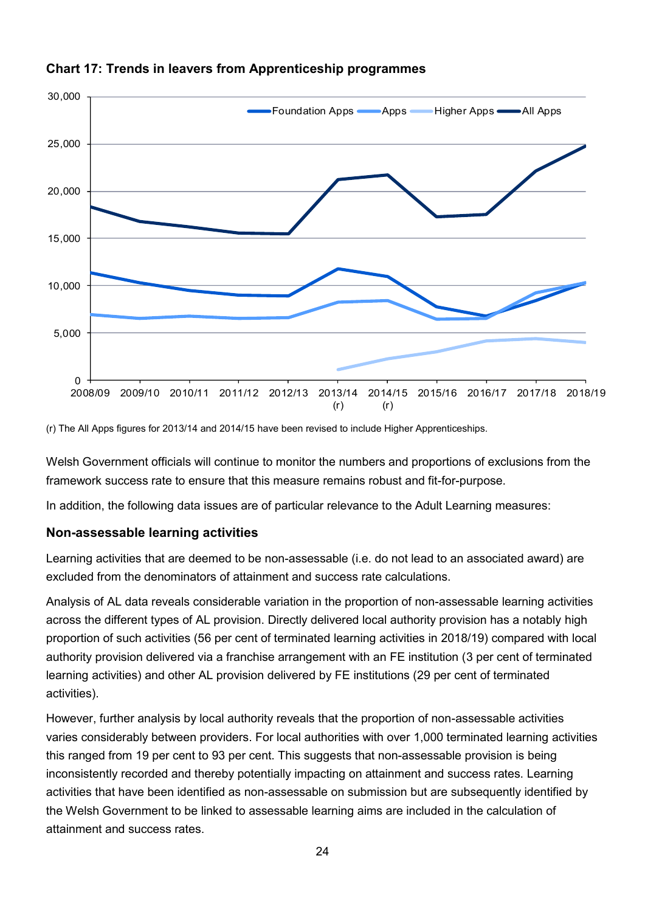**Chart 17: Trends in leavers from Apprenticeship programmes**

(r) The All Apps figures for 2013/14 and 2014/15 have been revised to include Higher Apprenticeships.

Welsh Government officials will continue to monitor the numbers and proportions of exclusions from the framework success rate to ensure that this measure remains robust and fit-for-purpose.

In addition, the following data issues are of particular relevance to the Adult Learning measures:

### Non-assessable learning activities

Learning activities that are deemed to be non-assessable (i.e. do not lead to an associated award) are excluded from the denominators of attainment and success rate calculations.

Analysis of AL data reveals considerable variation in the proportion of non-assessable learning activities across the different types of AL provision. Directly delivered local authority provision has a notably high proportion of such activities (56 per cent of terminated learning activities in 2018/19) compared with local authority provision delivered via a franchise arrangement with an FE institution (3 per cent of terminated learning activities) and other AL provision delivered by FE institutions (29 per cent of terminated activities).

However, further analysis by local authority reveals that the proportion of non-assessable activities varies considerably between providers. For local authorities with over 1,000 terminated learning activities this ranged from 19 per cent to 93 per cent. This suggests that non-assessable provision is being inconsistently recorded and thereby potentially impacting on attainment and success rates. Learning activities that have been identified as non-assessable on submission but are subsequently identified by the Welsh Government to be linked to assessable learning aims are included in the calculation of attainment and success rates.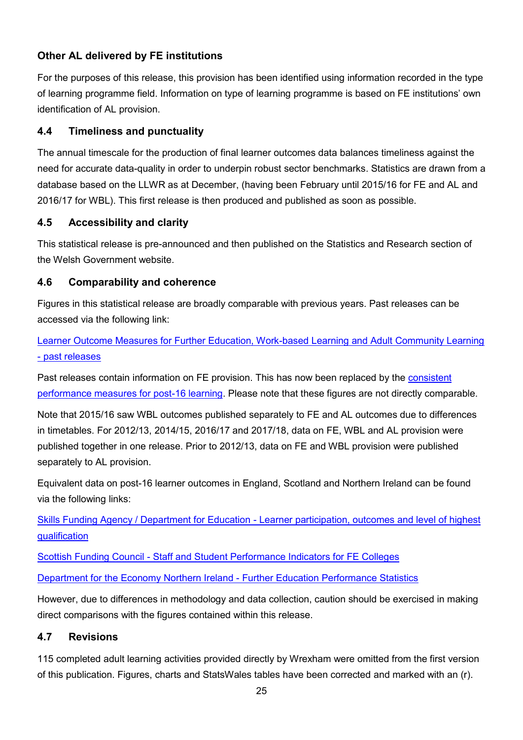### Other AL delivered by FE institutions

For the purposes of this release, this provision has been identified using information recorded in the type of learning programme field. Information on type of learning programme is based on FE institutions' own identification of AL provision.

## 4.4 Timeliness and punctuality

The annual timescale for the production of final learner outcomes data balances timeliness against the need for accurate data-quality in order to underpin robust sector benchmarks. Statistics are drawn from a database based on the LLWR as at December, (having been February until 2015/16 for FE and AL and 2016/17 for WBL). This first release is then produced and published as soon as possible.

## 4.5 Accessibility and clarity

This statistical release is pre-announced and then published on the Statistics and Research section of the Welsh Government website.

## 4.6 Comparability and coherence

Figures in this statistical release are broadly comparable with previous years. Past releases can be accessed via the following link:

[Learner Outcome Measures for Further Education, Work-based Learning and Adult Community Learning - past releases]()

Past releases contain information on FE provision. This has now been replaced by the [consistent performance measures for post-16 learning](). Please note that these figures are not directly comparable.

Note that 2015/16 saw WBL outcomes published separately to FE and AL outcomes due to differences in timetables. For 2012/13, 2014/15, 2016/17 and 2017/18, data on FE, WBL and AL provision were published together in one release. Prior to 2012/13, data on FE and WBL provision were published separately to AL provision.

Equivalent data on post-16 learner outcomes in England, Scotland and Northern Ireland can be found via the following links:

[Skills Funding Agency / Department for Education - Learner participation, outcomes and level of highest qualification]()

[Scottish Funding Council - Staff and Student Performance Indicators for FE Colleges]()

[Department for the Economy Northern Ireland - Further Education Performance Statistics]()

However, due to differences in methodology and data collection, caution should be exercised in making direct comparisons with the figures contained within this release.

## 4.7 Revisions

115 completed adult learning activities provided directly by Wrexham were omitted from the first version of this publication. Figures, charts and StatsWales tables have been corrected and marked with an (r).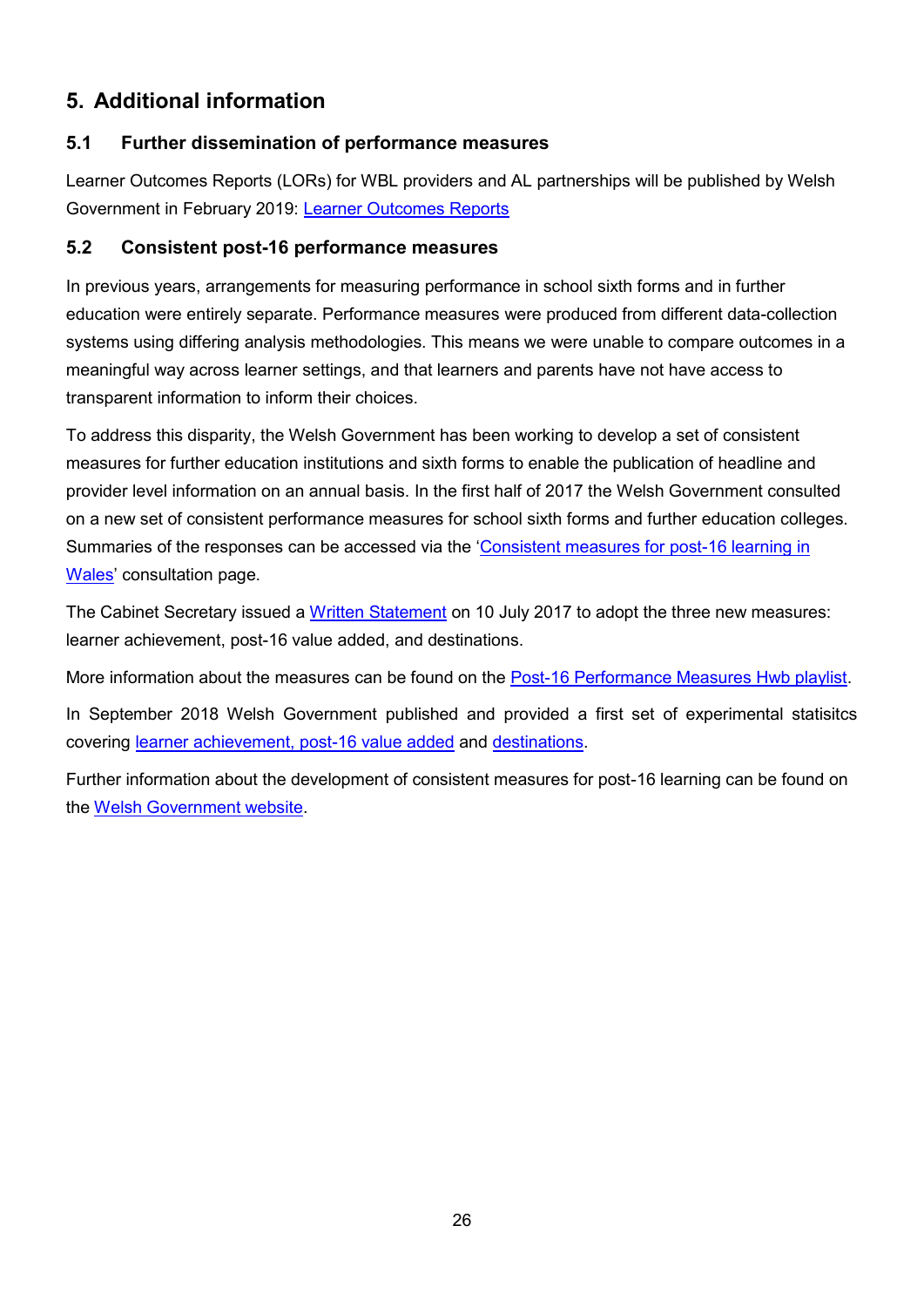## 5. Additional information

### 5.1 Further dissemination of performance measures

Learner Outcomes Reports (LORs) for WBL providers and AL partnerships will be published by Welsh Government in February 2019: Learner Outcomes Reports

### 5.2 Consistent post-16 performance measures

In previous years, arrangements for measuring performance in school sixth forms and in further education were entirely separate. Performance measures were produced from different data-collection systems using differing analysis methodologies. This means we were unable to compare outcomes in a meaningful way across learner settings, and that learners and parents have not have access to transparent information to inform their choices.

To address this disparity, the Welsh Government has been working to develop a set of consistent measures for further education institutions and sixth forms to enable the publication of headline and provider level information on an annual basis. In the first half of 2017 the Welsh Government consulted on a new set of consistent performance measures for school sixth forms and further education colleges. Summaries of the responses can be accessed via the 'Consistent measures for post-16 learning in Wales' consultation page.

The Cabinet Secretary issued a Written Statement on 10 July 2017 to adopt the three new measures: learner achievement, post-16 value added, and destinations.

More information about the measures can be found on the Post-16 Performance Measures Hwb playlist.

In September 2018 Welsh Government published and provided a first set of experimental statisitcs covering learner achievement, post-16 value added and destinations.

Further information about the development of consistent measures for post-16 learning can be found on the Welsh Government website.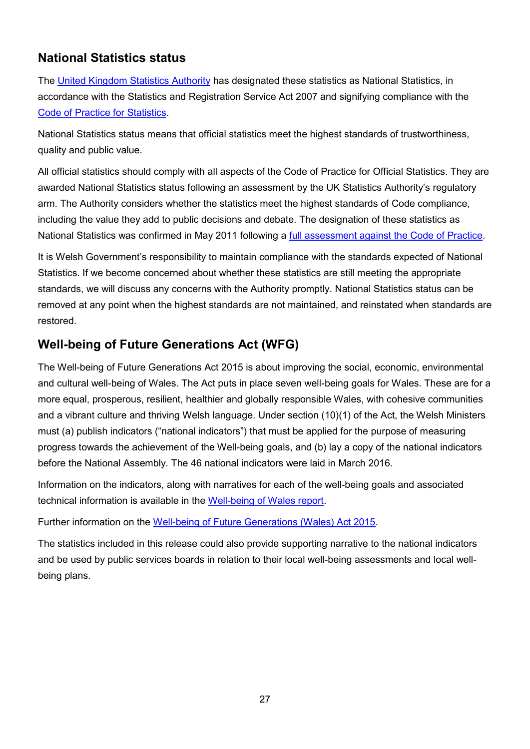## National Statistics status

The [United Kingdom Statistics Authority](#) has designated these statistics as National Statistics, in accordance with the Statistics and Registration Service Act 2007 and signifying compliance with the [Code of Practice for Statistics](#).

National Statistics status means that official statistics meet the highest standards of trustworthiness, quality and public value.

All official statistics should comply with all aspects of the Code of Practice for Official Statistics. They are awarded National Statistics status following an assessment by the UK Statistics Authority's regulatory arm. The Authority considers whether the statistics meet the highest standards of Code compliance, including the value they add to public decisions and debate. The designation of these statistics as National Statistics was confirmed in May 2011 following a [full assessment against the Code of Practice](#).

It is Welsh Government's responsibility to maintain compliance with the standards expected of National Statistics. If we become concerned about whether these statistics are still meeting the appropriate standards, we will discuss any concerns with the Authority promptly. National Statistics status can be removed at any point when the highest standards are not maintained, and reinstated when standards are restored.

## Well-being of Future Generations Act (WFG)

The Well-being of Future Generations Act 2015 is about improving the social, economic, environmental and cultural well-being of Wales. The Act puts in place seven well-being goals for Wales. These are for a more equal, prosperous, resilient, healthier and globally responsible Wales, with cohesive communities and a vibrant culture and thriving Welsh language. Under section (10)(1) of the Act, the Welsh Ministers must (a) publish indicators ("national indicators") that must be applied for the purpose of measuring progress towards the achievement of the Well-being goals, and (b) lay a copy of the national indicators before the National Assembly. The 46 national indicators were laid in March 2016.

Information on the indicators, along with narratives for each of the well-being goals and associated technical information is available in the [Well-being of Wales report](#).

Further information on the [Well-being of Future Generations (Wales) Act 2015](#).

The statistics included in this release could also provide supporting narrative to the national indicators and be used by public services boards in relation to their local well-being assessments and local well-being plans.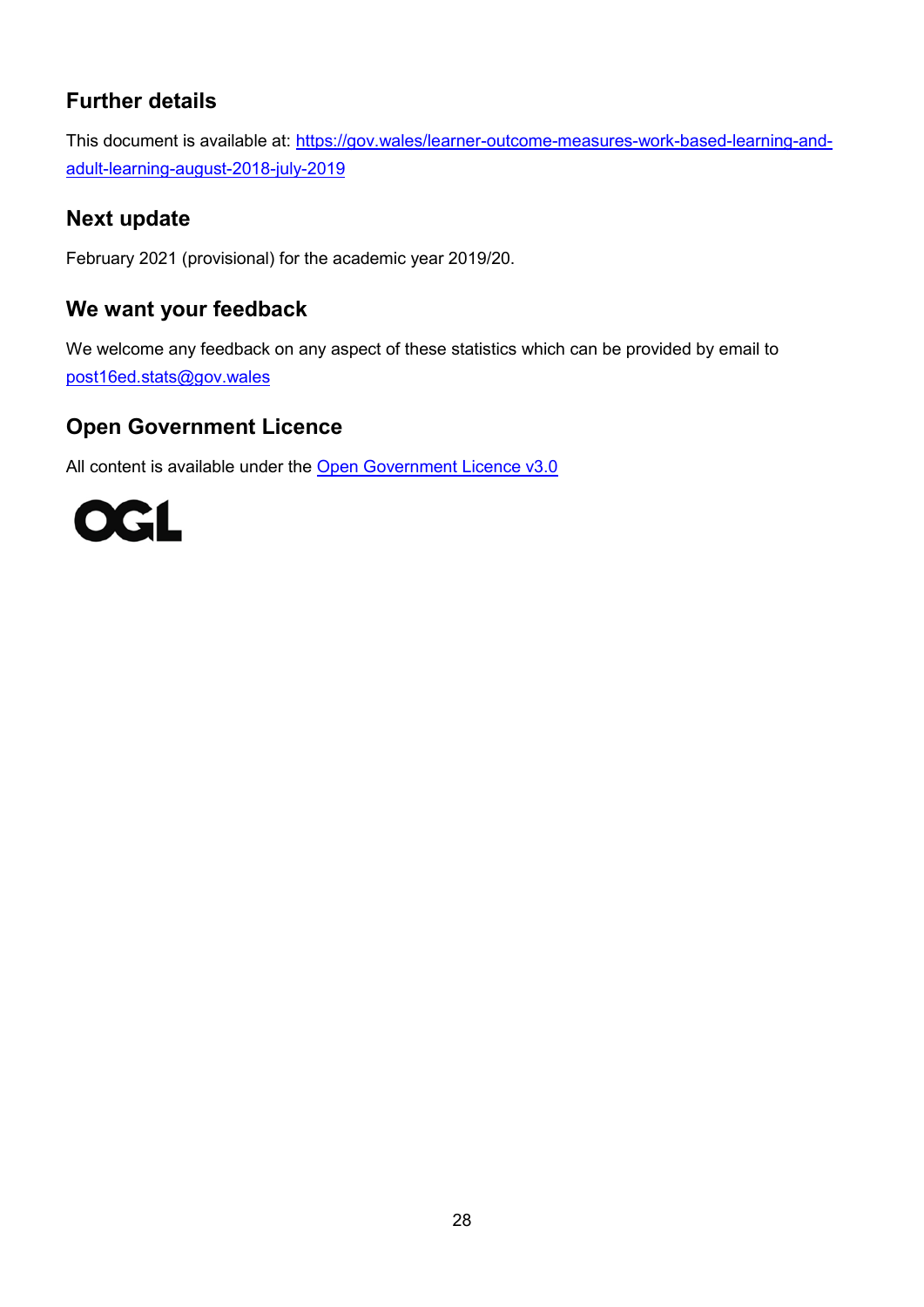## Further details

This document is available at: [https://gov.wales/learner-outcome-measures-work-based-learning-and-adult-learning-august-2018-july-2019](https://gov.wales/learner-outcome-measures-work-based-learning-and-adult-learning-august-2018-july-2019)

## Next update

February 2021 (provisional) for the academic year 2019/20.

## We want your feedback

We welcome any feedback on any aspect of these statistics which can be provided by email to [post16ed.stats@gov.wales](mailto:post16ed.stats@gov.wales)

## Open Government Licence

All content is available under the Open Government Licence v3.0

OGL